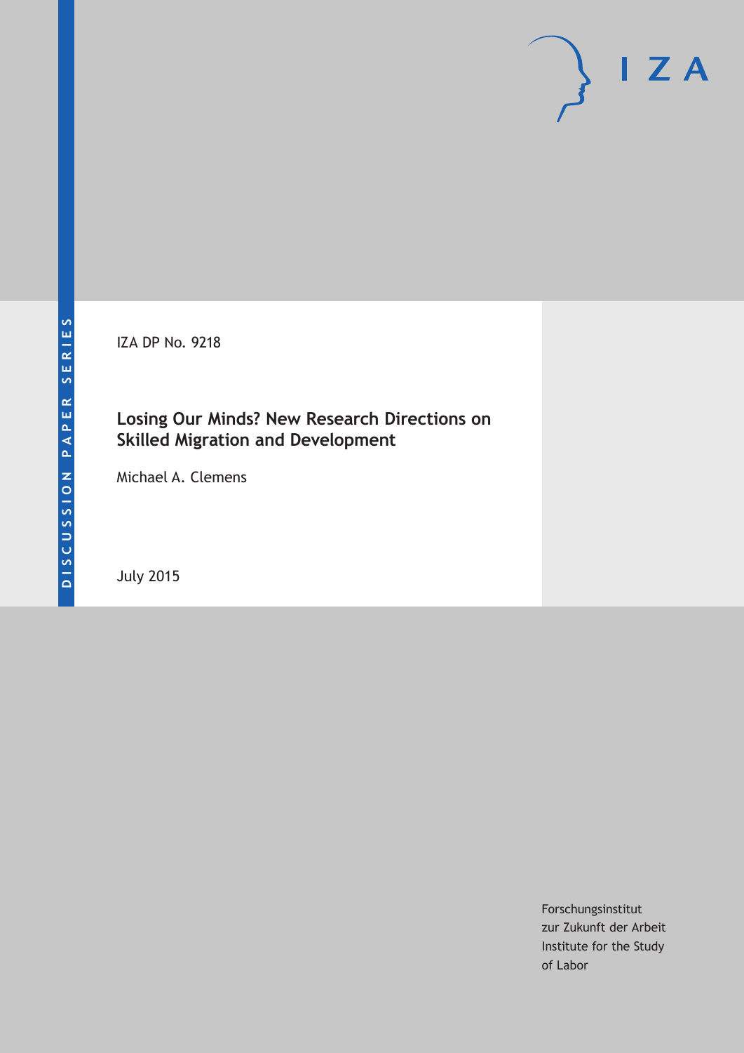DISCUSSION PAPER SERIES

IZA DP No. 9218

# Losing Our Minds? New Research Directions on Skilled Migration and Development

Michael A. Clemens

July 2015

Forschungsinstitut
zur Zukunft der Arbeit
Institute for the Study
of Labor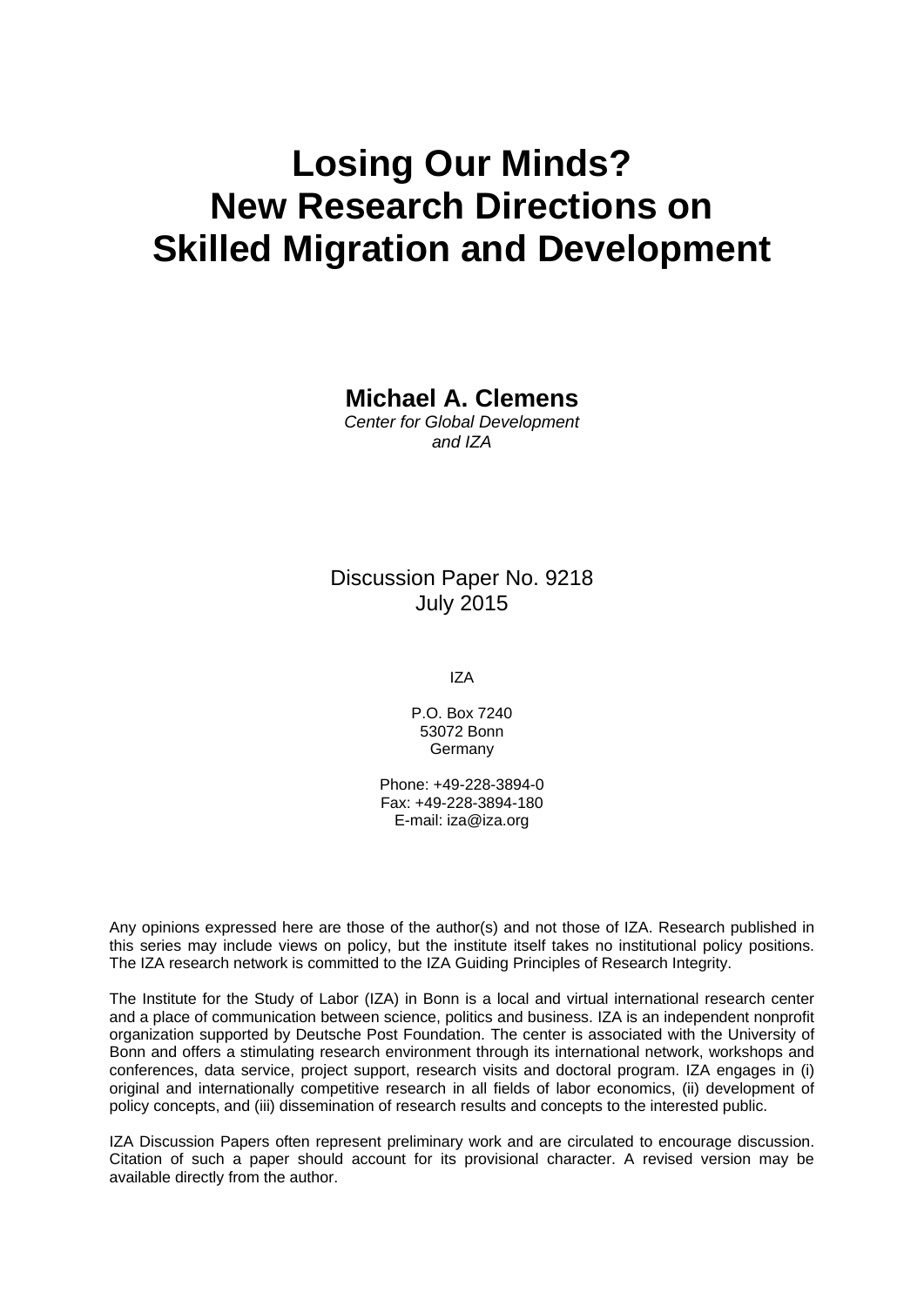# Losing Our Minds? New Research Directions on Skilled Migration and Development

**Michael A. Clemens**

*Center for Global Development and IZA*

Discussion Paper No. 9218
July 2015

IZA

P.O. Box 7240
53072 Bonn
Germany

Phone: +49-228-3894-0
Fax: +49-228-3894-180
E-mail: iza@iza.org

Any opinions expressed here are those of the author(s) and not those of IZA. Research published in this series may include views on policy, but the institute itself takes no institutional policy positions. The IZA research network is committed to the IZA Guiding Principles of Research Integrity.

The Institute for the Study of Labor (IZA) in Bonn is a local and virtual international research center and a place of communication between science, politics and business. IZA is an independent nonprofit organization supported by Deutsche Post Foundation. The center is associated with the University of Bonn and offers a stimulating research environment through its international network, workshops and conferences, data service, project support, research visits and doctoral program. IZA engages in (i) original and internationally competitive research in all fields of labor economics, (ii) development of policy concepts, and (iii) dissemination of research results and concepts to the interested public.

IZA Discussion Papers often represent preliminary work and are circulated to encourage discussion. Citation of such a paper should account for its provisional character. A revised version may be available directly from the author.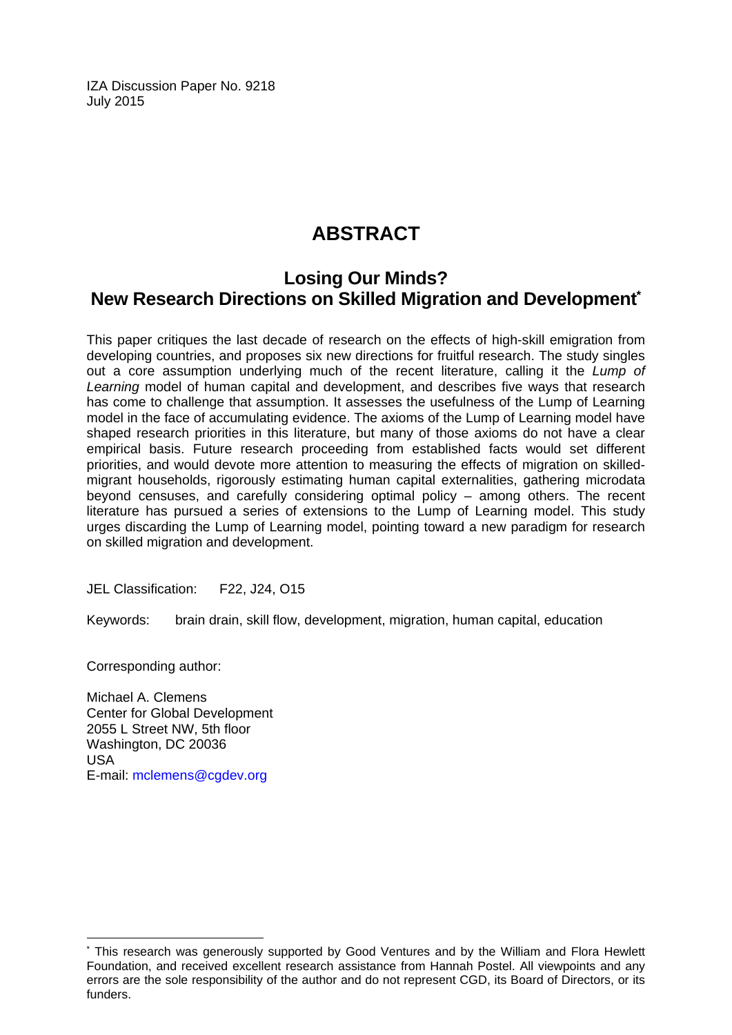IZA Discussion Paper No. 9218
July 2015

# ABSTRACT

## Losing Our Minds? New Research Directions on Skilled Migration and Development[*]

This paper critiques the last decade of research on the effects of high-skill emigration from developing countries, and proposes six new directions for fruitful research. The study singles out a core assumption underlying much of the recent literature, calling it the *Lump of Learning* model of human capital and development, and describes five ways that research has come to challenge that assumption. It assesses the usefulness of the Lump of Learning model in the face of accumulating evidence. The axioms of the Lump of Learning model have shaped research priorities in this literature, but many of those axioms do not have a clear empirical basis. Future research proceeding from established facts would set different priorities, and would devote more attention to measuring the effects of migration on skilled-migrant households, rigorously estimating human capital externalities, gathering microdata beyond censuses, and carefully considering optimal policy – among others. The recent literature has pursued a series of extensions to the Lump of Learning model. This study urges discarding the Lump of Learning model, pointing toward a new paradigm for research on skilled migration and development.

JEL Classification: F22, J24, O15

Keywords: brain drain, skill flow, development, migration, human capital, education

Corresponding author:

Michael A. Clemens
Center for Global Development
2055 L Street NW, 5th floor
Washington, DC 20036
USA
E-mail: mclemens@cgdev.org

---

[*] This research was generously supported by Good Ventures and by the William and Flora Hewlett Foundation, and received excellent research assistance from Hannah Postel. All viewpoints and any errors are the sole responsibility of the author and do not represent CGD, its Board of Directors, or its funders.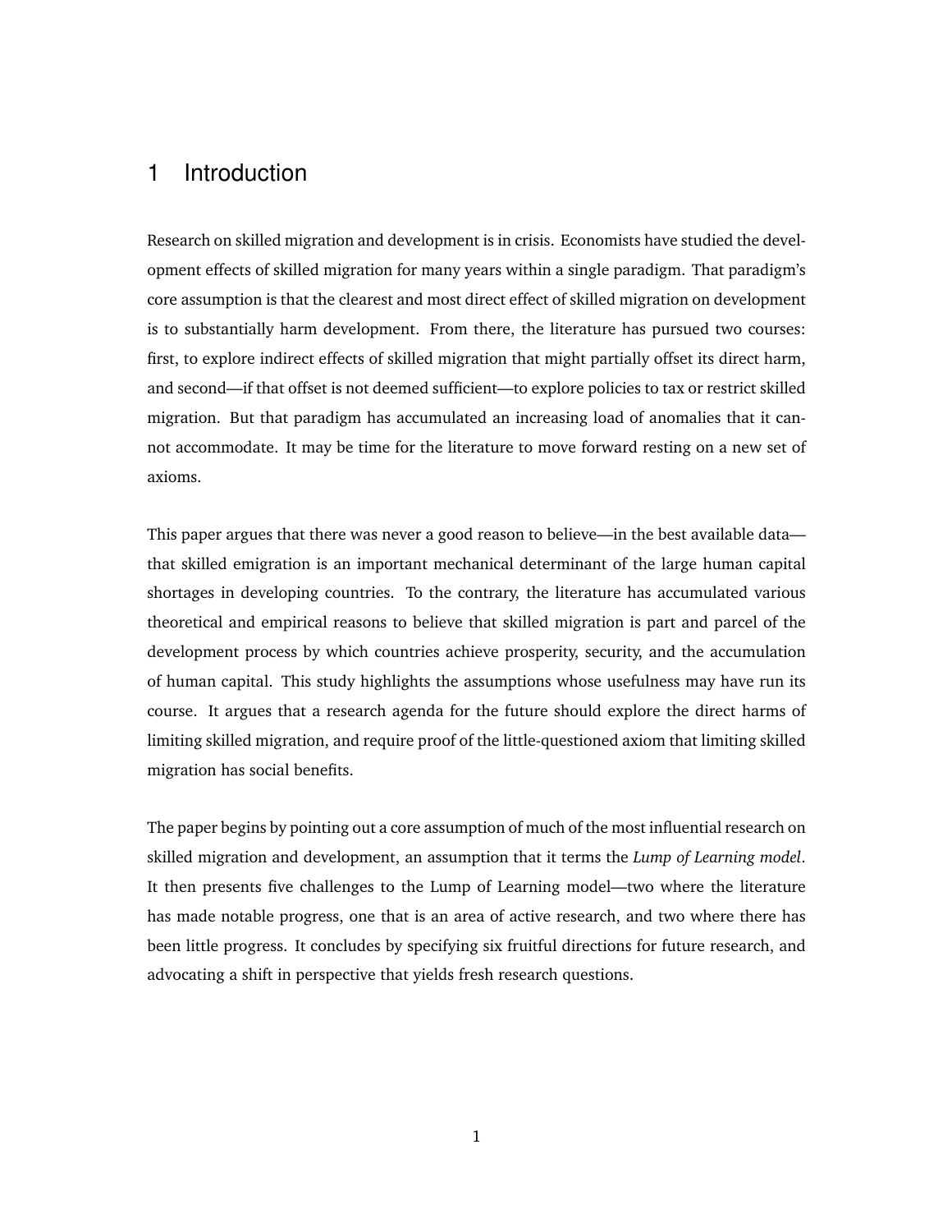# 1 Introduction

Research on skilled migration and development is in crisis. Economists have studied the development effects of skilled migration for many years within a single paradigm. That paradigm's core assumption is that the clearest and most direct effect of skilled migration on development is to substantially harm development. From there, the literature has pursued two courses: first, to explore indirect effects of skilled migration that might partially offset its direct harm, and second—if that offset is not deemed sufficient—to explore policies to tax or restrict skilled migration. But that paradigm has accumulated an increasing load of anomalies that it cannot accommodate. It may be time for the literature to move forward resting on a new set of axioms.

This paper argues that there was never a good reason to believe—in the best available data—that skilled emigration is an important mechanical determinant of the large human capital shortages in developing countries. To the contrary, the literature has accumulated various theoretical and empirical reasons to believe that skilled migration is part and parcel of the development process by which countries achieve prosperity, security, and the accumulation of human capital. This study highlights the assumptions whose usefulness may have run its course. It argues that a research agenda for the future should explore the direct harms of limiting skilled migration, and require proof of the little-questioned axiom that limiting skilled migration has social benefits.

The paper begins by pointing out a core assumption of much of the most influential research on skilled migration and development, an assumption that it terms the *Lump of Learning model*. It then presents five challenges to the Lump of Learning model—two where the literature has made notable progress, one that is an area of active research, and two where there has been little progress. It concludes by specifying six fruitful directions for future research, and advocating a shift in perspective that yields fresh research questions.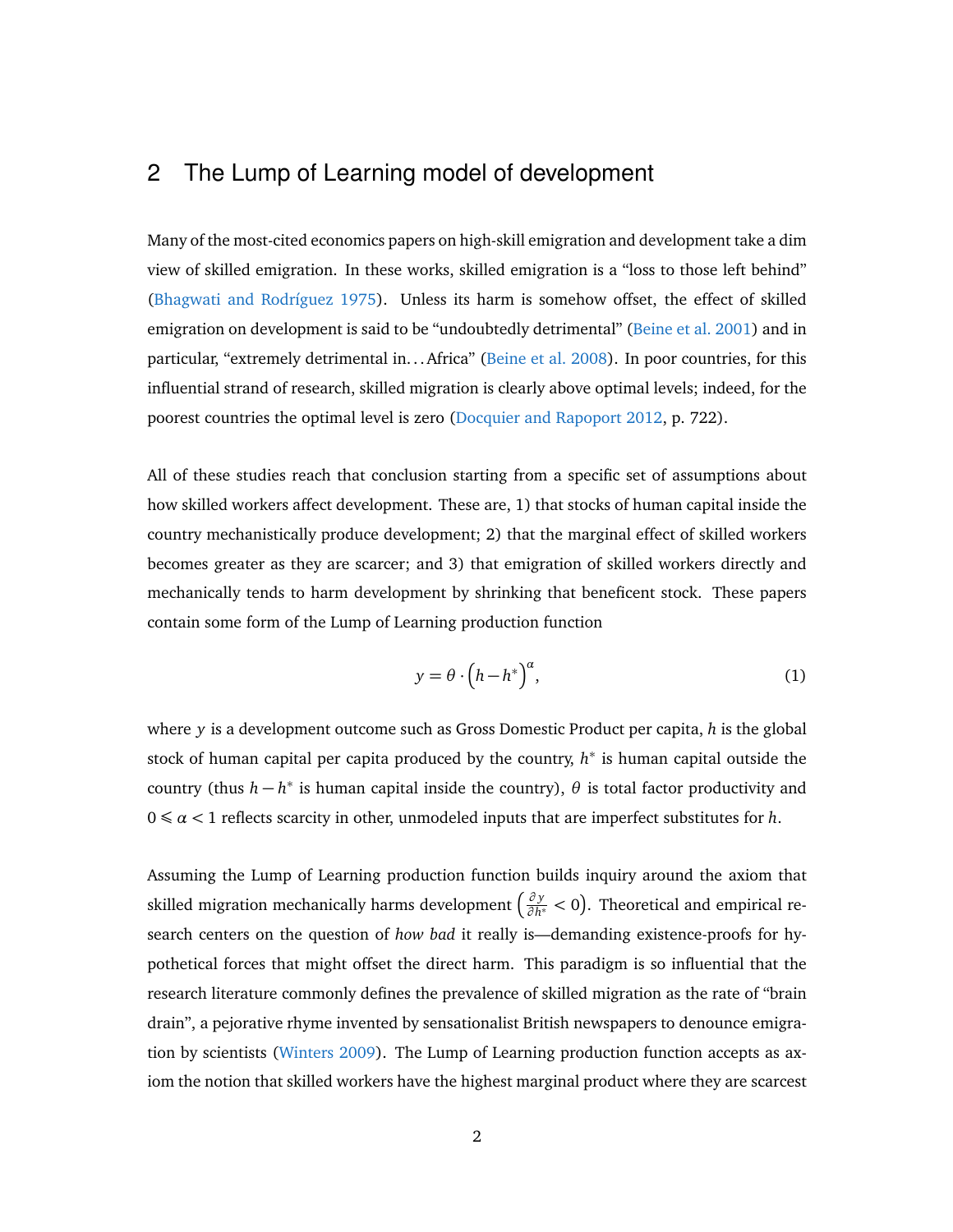## 2 The Lump of Learning model of development

Many of the most-cited economics papers on high-skill emigration and development take a dim view of skilled emigration. In these works, skilled emigration is a "loss to those left behind" (Bhagwati and Rodríguez 1975). Unless its harm is somehow offset, the effect of skilled emigration on development is said to be "undoubtedly detrimental" (Beine et al. 2001) and in particular, "extremely detrimental in. . . Africa" (Beine et al. 2008). In poor countries, for this influential strand of research, skilled migration is clearly above optimal levels; indeed, for the poorest countries the optimal level is zero (Docquier and Rapoport 2012, p. 722).

All of these studies reach that conclusion starting from a specific set of assumptions about how skilled workers affect development. These are, 1) that stocks of human capital inside the country mechanistically produce development; 2) that the marginal effect of skilled workers becomes greater as they are scarcer; and 3) that emigration of skilled workers directly and mechanically tends to harm development by shrinking that beneficent stock. These papers contain some form of the Lump of Learning production function

$$y = \theta \cdot \left(h - h^*\right)^{\alpha}, \tag{1}$$

where $y$ is a development outcome such as Gross Domestic Product per capita, $h$ is the global stock of human capital per capita produced by the country, $h^*$ is human capital outside the country (thus $h - h^*$ is human capital inside the country), $\theta$ is total factor productivity and $0 \leqslant \alpha < 1$ reflects scarcity in other, unmodeled inputs that are imperfect substitutes for $h$.

Assuming the Lump of Learning production function builds inquiry around the axiom that skilled migration mechanically harms development $\left(\frac{\partial y}{\partial h^*} < 0\right)$. Theoretical and empirical research centers on the question of *how bad* it really is—demanding existence-proofs for hypothetical forces that might offset the direct harm. This paradigm is so influential that the research literature commonly defines the prevalence of skilled migration as the rate of "brain drain", a pejorative rhyme invented by sensationalist British newspapers to denounce emigration by scientists (Winters 2009). The Lump of Learning production function accepts as axiom the notion that skilled workers have the highest marginal product where they are scarcest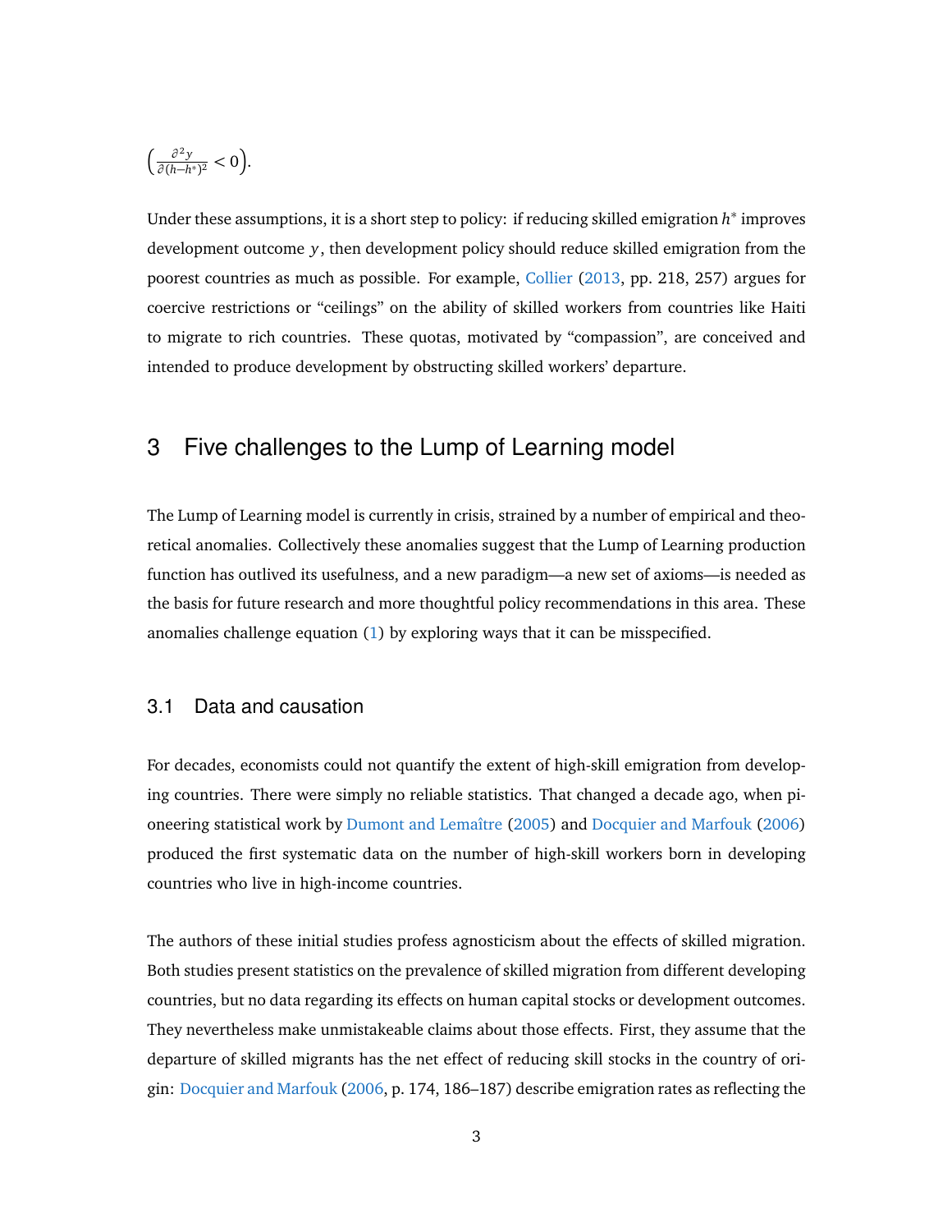$\left(\frac{\partial^2 y}{\partial (h-h^*)^2} < 0\right)$.

Under these assumptions, it is a short step to policy: if reducing skilled emigration $h^*$ improves development outcome $y$, then development policy should reduce skilled emigration from the poorest countries as much as possible. For example, Collier (2013, pp. 218, 257) argues for coercive restrictions or "ceilings" on the ability of skilled workers from countries like Haiti to migrate to rich countries. These quotas, motivated by "compassion", are conceived and intended to produce development by obstructing skilled workers' departure.

## 3 Five challenges to the Lump of Learning model

The Lump of Learning model is currently in crisis, strained by a number of empirical and theoretical anomalies. Collectively these anomalies suggest that the Lump of Learning production function has outlived its usefulness, and a new paradigm—a new set of axioms—is needed as the basis for future research and more thoughtful policy recommendations in this area. These anomalies challenge equation (1) by exploring ways that it can be misspecified.

### 3.1 Data and causation

For decades, economists could not quantify the extent of high-skill emigration from developing countries. There were simply no reliable statistics. That changed a decade ago, when pioneering statistical work by Dumont and Lemaître (2005) and Docquier and Marfouk (2006) produced the first systematic data on the number of high-skill workers born in developing countries who live in high-income countries.

The authors of these initial studies profess agnosticism about the effects of skilled migration. Both studies present statistics on the prevalence of skilled migration from different developing countries, but no data regarding its effects on human capital stocks or development outcomes. They nevertheless make unmistakeable claims about those effects. First, they assume that the departure of skilled migrants has the net effect of reducing skill stocks in the country of origin: Docquier and Marfouk (2006, p. 174, 186–187) describe emigration rates as reflecting the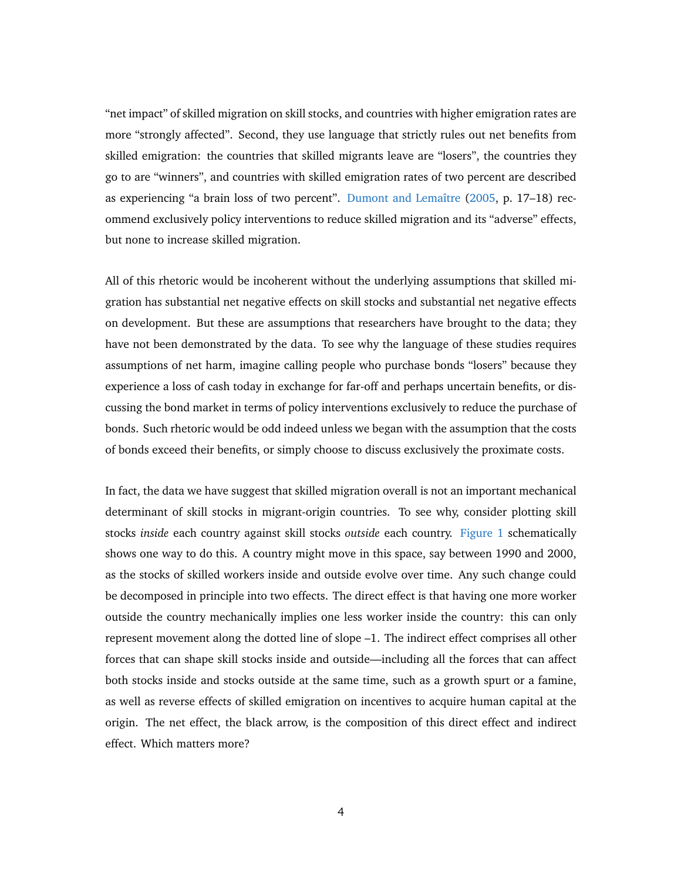"net impact" of skilled migration on skill stocks, and countries with higher emigration rates are more "strongly affected". Second, they use language that strictly rules out net benefits from skilled emigration: the countries that skilled migrants leave are "losers", the countries they go to are "winners", and countries with skilled emigration rates of two percent are described as experiencing "a brain loss of two percent". Dumont and Lemaître (2005, p. 17–18) recommend exclusively policy interventions to reduce skilled migration and its "adverse" effects, but none to increase skilled migration.

All of this rhetoric would be incoherent without the underlying assumptions that skilled migration has substantial net negative effects on skill stocks and substantial net negative effects on development. But these are assumptions that researchers have brought to the data; they have not been demonstrated by the data. To see why the language of these studies requires assumptions of net harm, imagine calling people who purchase bonds "losers" because they experience a loss of cash today in exchange for far-off and perhaps uncertain benefits, or discussing the bond market in terms of policy interventions exclusively to reduce the purchase of bonds. Such rhetoric would be odd indeed unless we began with the assumption that the costs of bonds exceed their benefits, or simply choose to discuss exclusively the proximate costs.

In fact, the data we have suggest that skilled migration overall is not an important mechanical determinant of skill stocks in migrant-origin countries. To see why, consider plotting skill stocks *inside* each country against skill stocks *outside* each country. Figure 1 schematically shows one way to do this. A country might move in this space, say between 1990 and 2000, as the stocks of skilled workers inside and outside evolve over time. Any such change could be decomposed in principle into two effects. The direct effect is that having one more worker outside the country mechanically implies one less worker inside the country: this can only represent movement along the dotted line of slope –1. The indirect effect comprises all other forces that can shape skill stocks inside and outside—including all the forces that can affect both stocks inside and stocks outside at the same time, such as a growth spurt or a famine, as well as reverse effects of skilled emigration on incentives to acquire human capital at the origin. The net effect, the black arrow, is the composition of this direct effect and indirect effect. Which matters more?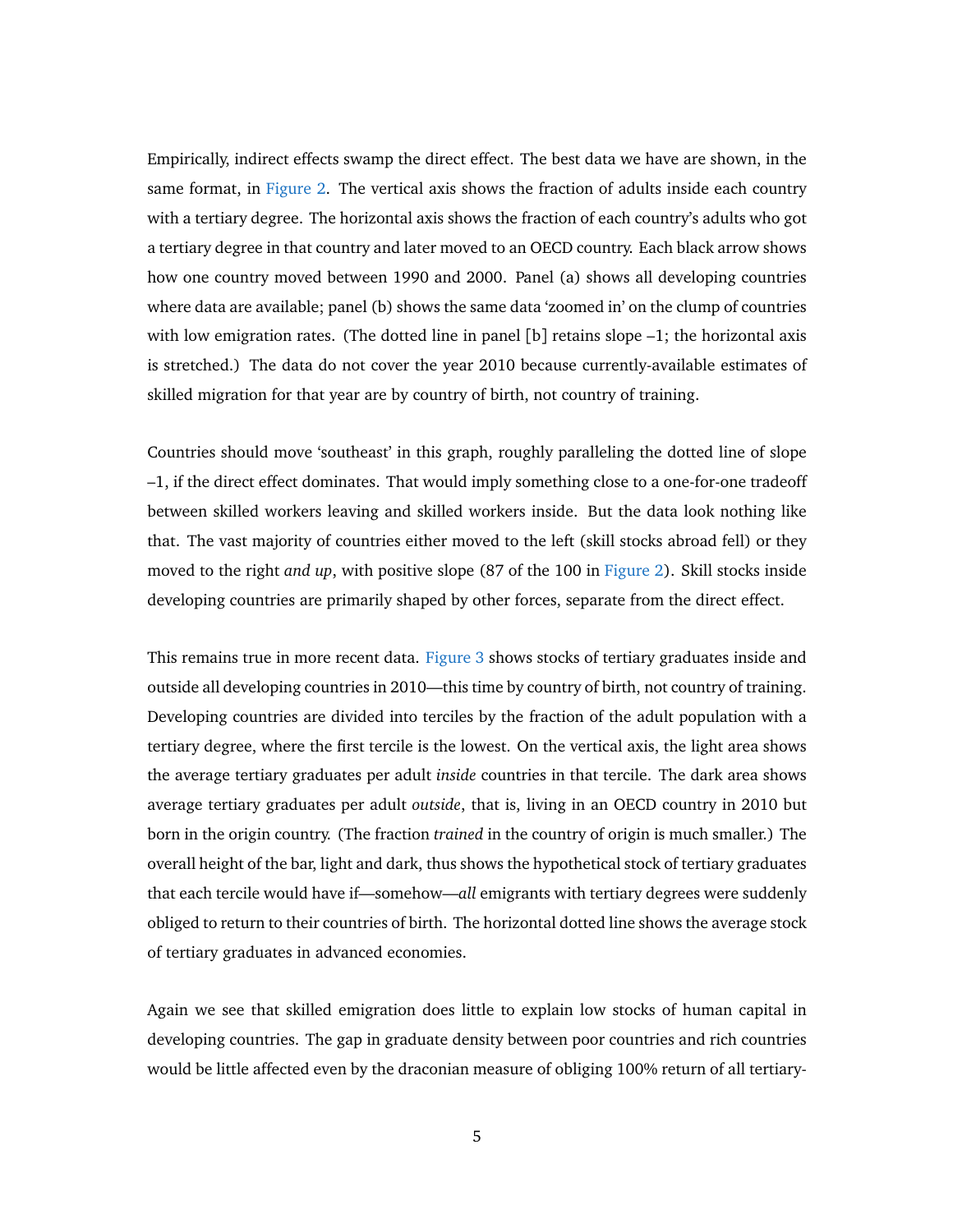Empirically, indirect effects swamp the direct effect. The best data we have are shown, in the same format, in Figure 2. The vertical axis shows the fraction of adults inside each country with a tertiary degree. The horizontal axis shows the fraction of each country's adults who got a tertiary degree in that country and later moved to an OECD country. Each black arrow shows how one country moved between 1990 and 2000. Panel (a) shows all developing countries where data are available; panel (b) shows the same data 'zoomed in' on the clump of countries with low emigration rates. (The dotted line in panel [b] retains slope –1; the horizontal axis is stretched.) The data do not cover the year 2010 because currently-available estimates of skilled migration for that year are by country of birth, not country of training.

Countries should move 'southeast' in this graph, roughly paralleling the dotted line of slope –1, if the direct effect dominates. That would imply something close to a one-for-one tradeoff between skilled workers leaving and skilled workers inside. But the data look nothing like that. The vast majority of countries either moved to the left (skill stocks abroad fell) or they moved to the right *and up*, with positive slope (87 of the 100 in Figure 2). Skill stocks inside developing countries are primarily shaped by other forces, separate from the direct effect.

This remains true in more recent data. Figure 3 shows stocks of tertiary graduates inside and outside all developing countries in 2010—this time by country of birth, not country of training. Developing countries are divided into terciles by the fraction of the adult population with a tertiary degree, where the first tercile is the lowest. On the vertical axis, the light area shows the average tertiary graduates per adult *inside* countries in that tercile. The dark area shows average tertiary graduates per adult *outside*, that is, living in an OECD country in 2010 but born in the origin country. (The fraction *trained* in the country of origin is much smaller.) The overall height of the bar, light and dark, thus shows the hypothetical stock of tertiary graduates that each tercile would have if—somehow—*all* emigrants with tertiary degrees were suddenly obliged to return to their countries of birth. The horizontal dotted line shows the average stock of tertiary graduates in advanced economies.

Again we see that skilled emigration does little to explain low stocks of human capital in developing countries. The gap in graduate density between poor countries and rich countries would be little affected even by the draconian measure of obliging 100% return of all tertiary-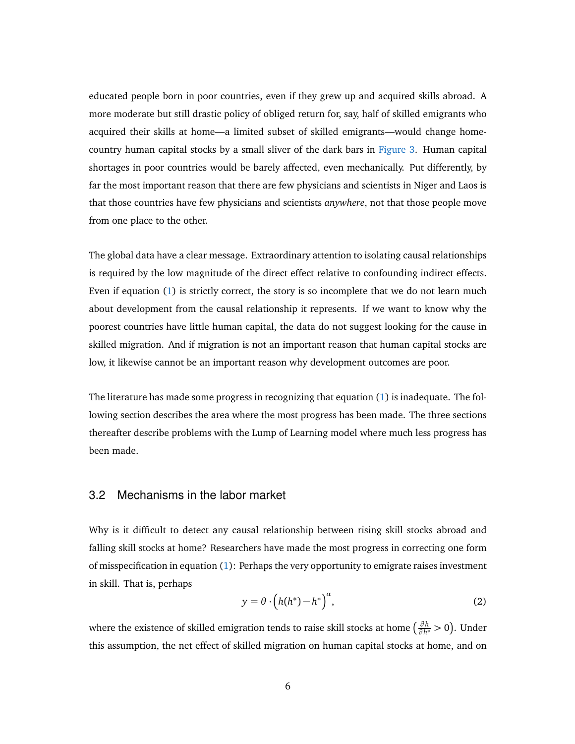educated people born in poor countries, even if they grew up and acquired skills abroad. A more moderate but still drastic policy of obliged return for, say, half of skilled emigrants who acquired their skills at home—a limited subset of skilled emigrants—would change home-country human capital stocks by a small sliver of the dark bars in Figure 3. Human capital shortages in poor countries would be barely affected, even mechanically. Put differently, by far the most important reason that there are few physicians and scientists in Niger and Laos is that those countries have few physicians and scientists *anywhere*, not that those people move from one place to the other.

The global data have a clear message. Extraordinary attention to isolating causal relationships is required by the low magnitude of the direct effect relative to confounding indirect effects. Even if equation (1) is strictly correct, the story is so incomplete that we do not learn much about development from the causal relationship it represents. If we want to know why the poorest countries have little human capital, the data do not suggest looking for the cause in skilled migration. And if migration is not an important reason that human capital stocks are low, it likewise cannot be an important reason why development outcomes are poor.

The literature has made some progress in recognizing that equation (1) is inadequate. The following section describes the area where the most progress has been made. The three sections thereafter describe problems with the Lump of Learning model where much less progress has been made.

## 3.2 Mechanisms in the labor market

Why is it difficult to detect any causal relationship between rising skill stocks abroad and falling skill stocks at home? Researchers have made the most progress in correcting one form of misspecification in equation (1): Perhaps the very opportunity to emigrate raises investment in skill. That is, perhaps

$$y = \theta \cdot \left( h(h^*) - h^* \right)^{\alpha}, \tag{2}$$

where the existence of skilled emigration tends to raise skill stocks at home $\left(\frac{\partial h}{\partial h^*} > 0\right)$. Under this assumption, the net effect of skilled migration on human capital stocks at home, and on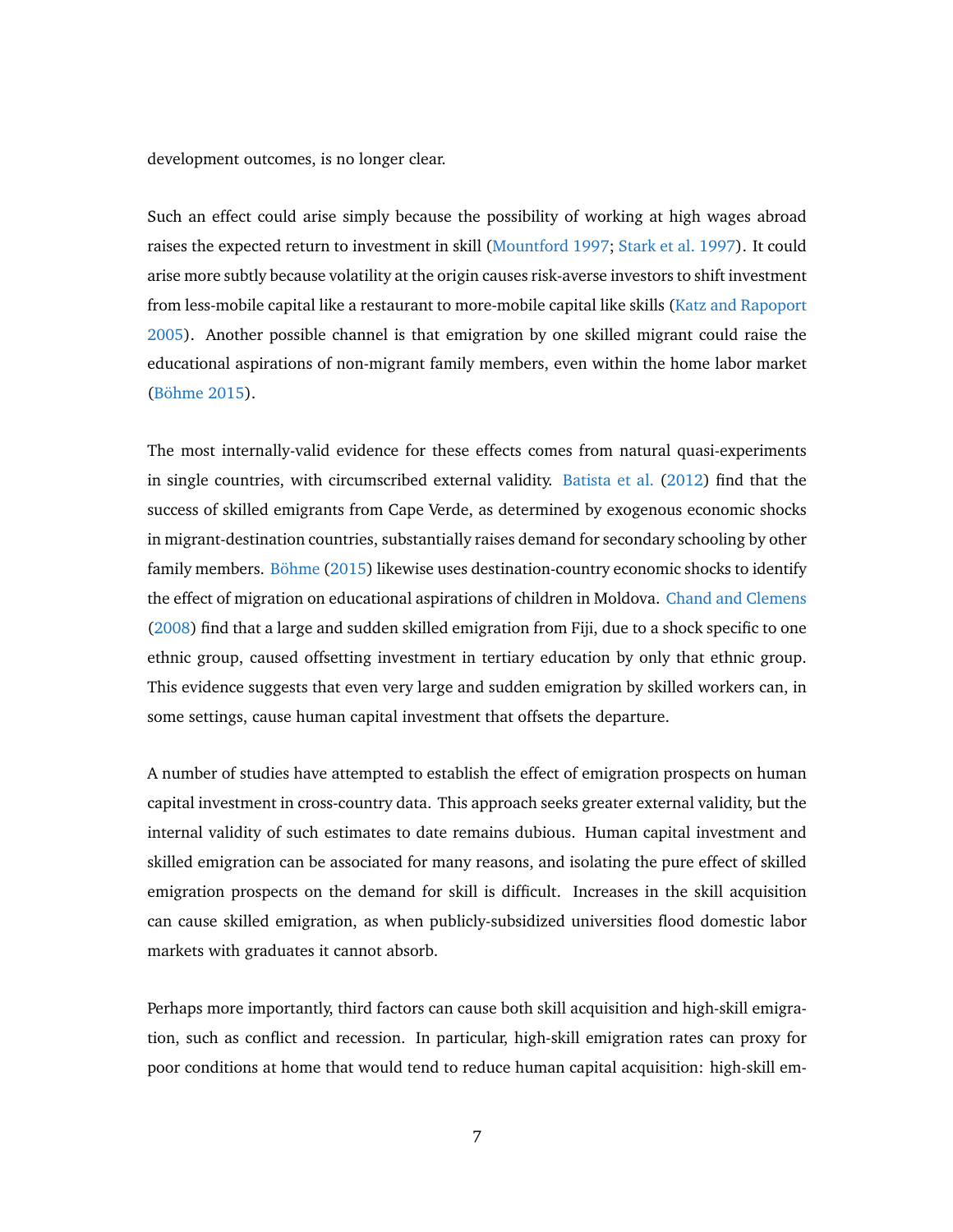development outcomes, is no longer clear.

Such an effect could arise simply because the possibility of working at high wages abroad raises the expected return to investment in skill (Mountford 1997; Stark et al. 1997). It could arise more subtly because volatility at the origin causes risk-averse investors to shift investment from less-mobile capital like a restaurant to more-mobile capital like skills (Katz and Rapoport 2005). Another possible channel is that emigration by one skilled migrant could raise the educational aspirations of non-migrant family members, even within the home labor market (Böhme 2015).

The most internally-valid evidence for these effects comes from natural quasi-experiments in single countries, with circumscribed external validity. Batista et al. (2012) find that the success of skilled emigrants from Cape Verde, as determined by exogenous economic shocks in migrant-destination countries, substantially raises demand for secondary schooling by other family members. Böhme (2015) likewise uses destination-country economic shocks to identify the effect of migration on educational aspirations of children in Moldova. Chand and Clemens (2008) find that a large and sudden skilled emigration from Fiji, due to a shock specific to one ethnic group, caused offsetting investment in tertiary education by only that ethnic group. This evidence suggests that even very large and sudden emigration by skilled workers can, in some settings, cause human capital investment that offsets the departure.

A number of studies have attempted to establish the effect of emigration prospects on human capital investment in cross-country data. This approach seeks greater external validity, but the internal validity of such estimates to date remains dubious. Human capital investment and skilled emigration can be associated for many reasons, and isolating the pure effect of skilled emigration prospects on the demand for skill is difficult. Increases in the skill acquisition can cause skilled emigration, as when publicly-subsidized universities flood domestic labor markets with graduates it cannot absorb.

Perhaps more importantly, third factors can cause both skill acquisition and high-skill emigration, such as conflict and recession. In particular, high-skill emigration rates can proxy for poor conditions at home that would tend to reduce human capital acquisition: high-skill em-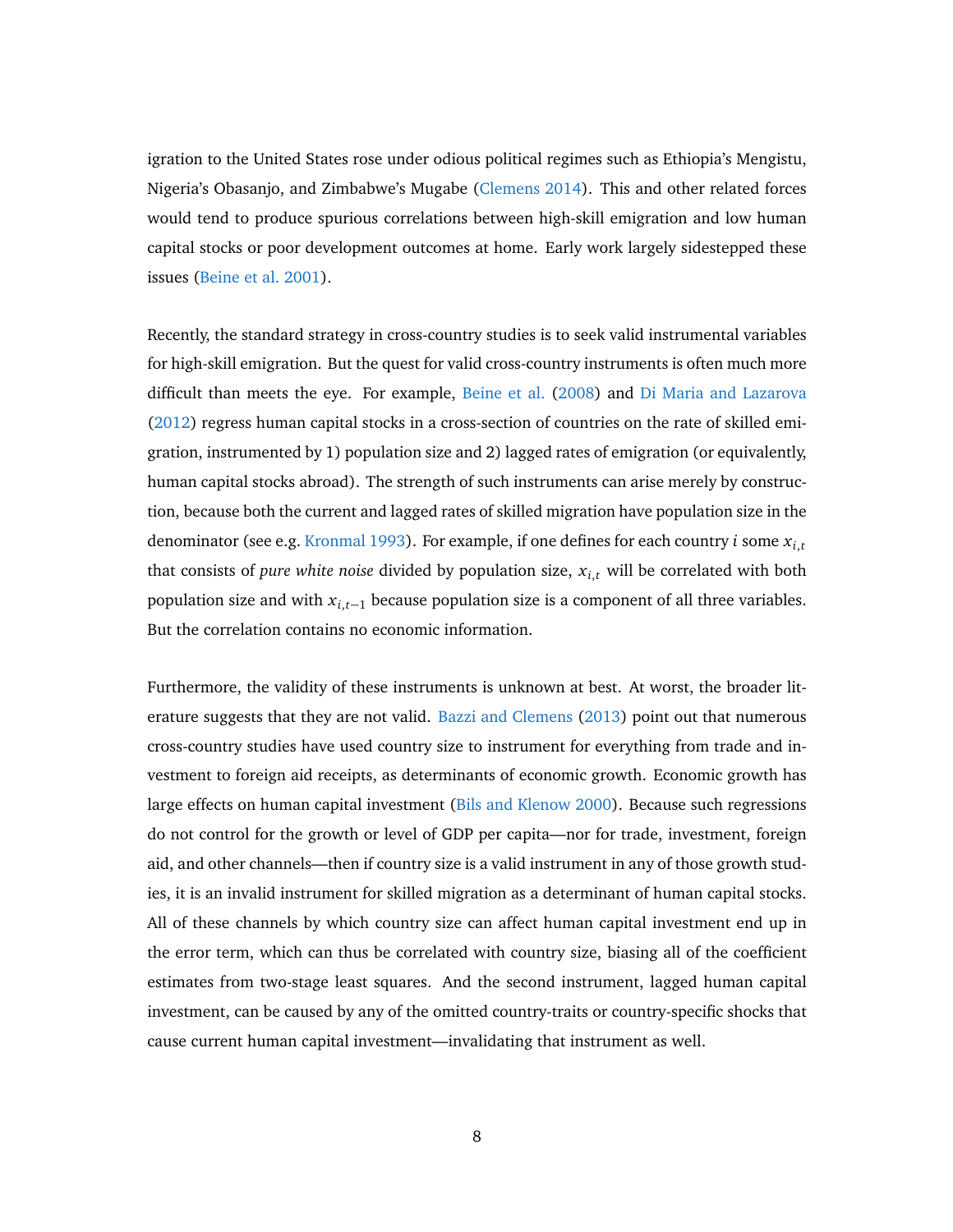igration to the United States rose under odious political regimes such as Ethiopia's Mengistu, Nigeria's Obasanjo, and Zimbabwe's Mugabe (Clemens 2014). This and other related forces would tend to produce spurious correlations between high-skill emigration and low human capital stocks or poor development outcomes at home. Early work largely sidestepped these issues (Beine et al. 2001).

Recently, the standard strategy in cross-country studies is to seek valid instrumental variables for high-skill emigration. But the quest for valid cross-country instruments is often much more difficult than meets the eye. For example, Beine et al. (2008) and Di Maria and Lazarova (2012) regress human capital stocks in a cross-section of countries on the rate of skilled emigration, instrumented by 1) population size and 2) lagged rates of emigration (or equivalently, human capital stocks abroad). The strength of such instruments can arise merely by construction, because both the current and lagged rates of skilled migration have population size in the denominator (see e.g. Kronmal 1993). For example, if one defines for each country $i$ some $x_{i,t}$ that consists of *pure white noise* divided by population size, $x_{i,t}$ will be correlated with both population size and with $x_{i,t-1}$ because population size is a component of all three variables. But the correlation contains no economic information.

Furthermore, the validity of these instruments is unknown at best. At worst, the broader literature suggests that they are not valid. Bazzi and Clemens (2013) point out that numerous cross-country studies have used country size to instrument for everything from trade and investment to foreign aid receipts, as determinants of economic growth. Economic growth has large effects on human capital investment (Bils and Klenow 2000). Because such regressions do not control for the growth or level of GDP per capita—nor for trade, investment, foreign aid, and other channels—then if country size is a valid instrument in any of those growth studies, it is an invalid instrument for skilled migration as a determinant of human capital stocks. All of these channels by which country size can affect human capital investment end up in the error term, which can thus be correlated with country size, biasing all of the coefficient estimates from two-stage least squares. And the second instrument, lagged human capital investment, can be caused by any of the omitted country-traits or country-specific shocks that cause current human capital investment—invalidating that instrument as well.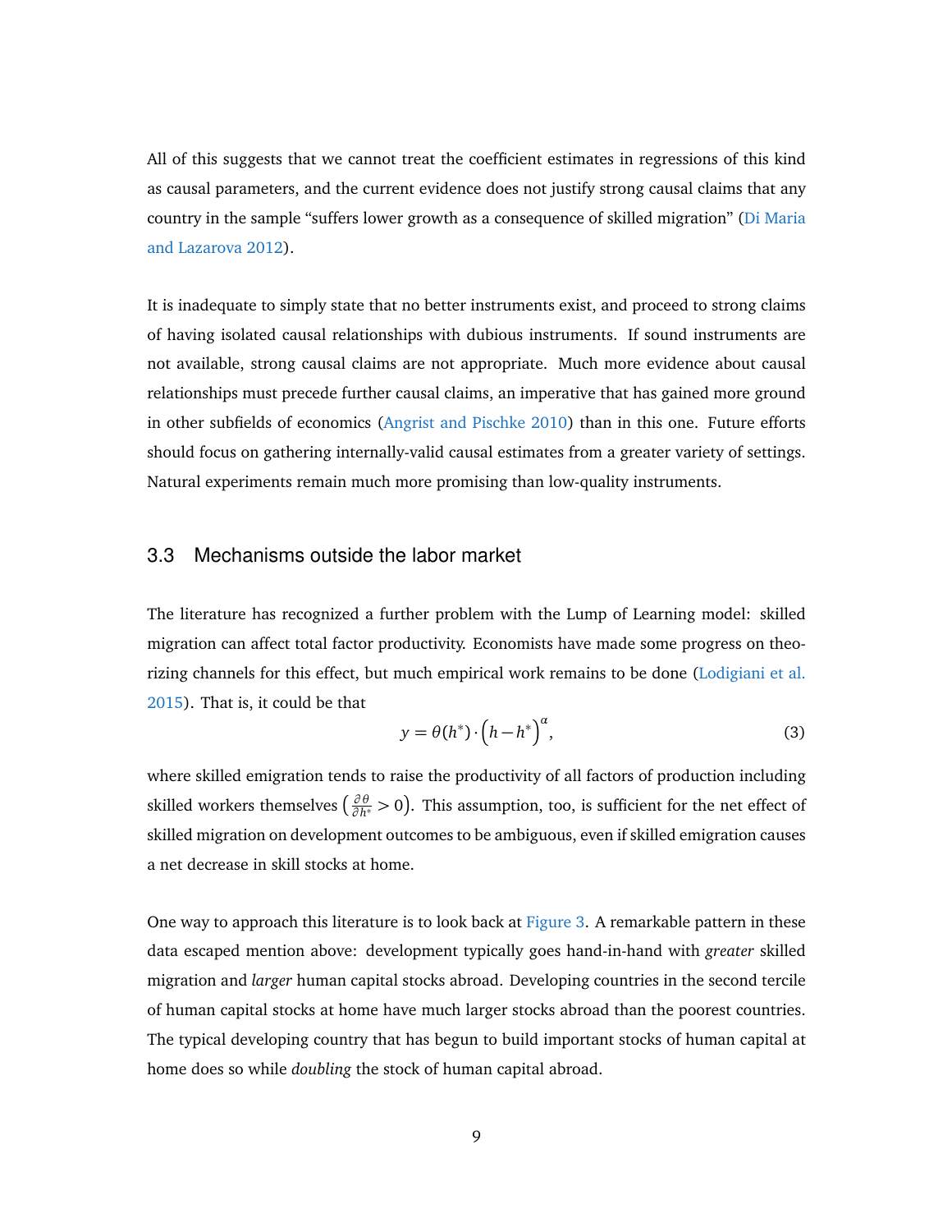All of this suggests that we cannot treat the coefficient estimates in regressions of this kind as causal parameters, and the current evidence does not justify strong causal claims that any country in the sample "suffers lower growth as a consequence of skilled migration" (Di Maria and Lazarova 2012).

It is inadequate to simply state that no better instruments exist, and proceed to strong claims of having isolated causal relationships with dubious instruments. If sound instruments are not available, strong causal claims are not appropriate. Much more evidence about causal relationships must precede further causal claims, an imperative that has gained more ground in other subfields of economics (Angrist and Pischke 2010) than in this one. Future efforts should focus on gathering internally-valid causal estimates from a greater variety of settings. Natural experiments remain much more promising than low-quality instruments.

### 3.3 Mechanisms outside the labor market

The literature has recognized a further problem with the Lump of Learning model: skilled migration can affect total factor productivity. Economists have made some progress on theorizing channels for this effect, but much empirical work remains to be done (Lodigiani et al. 2015). That is, it could be that

$$y = \theta(h^*) \cdot \left(h - h^*\right)^{\alpha}, \tag{3}$$

where skilled emigration tends to raise the productivity of all factors of production including skilled workers themselves $\left(\frac{\partial \theta}{\partial h^*} > 0\right)$. This assumption, too, is sufficient for the net effect of skilled migration on development outcomes to be ambiguous, even if skilled emigration causes a net decrease in skill stocks at home.

One way to approach this literature is to look back at Figure 3. A remarkable pattern in these data escaped mention above: development typically goes hand-in-hand with *greater* skilled migration and *larger* human capital stocks abroad. Developing countries in the second tercile of human capital stocks at home have much larger stocks abroad than the poorest countries. The typical developing country that has begun to build important stocks of human capital at home does so while *doubling* the stock of human capital abroad.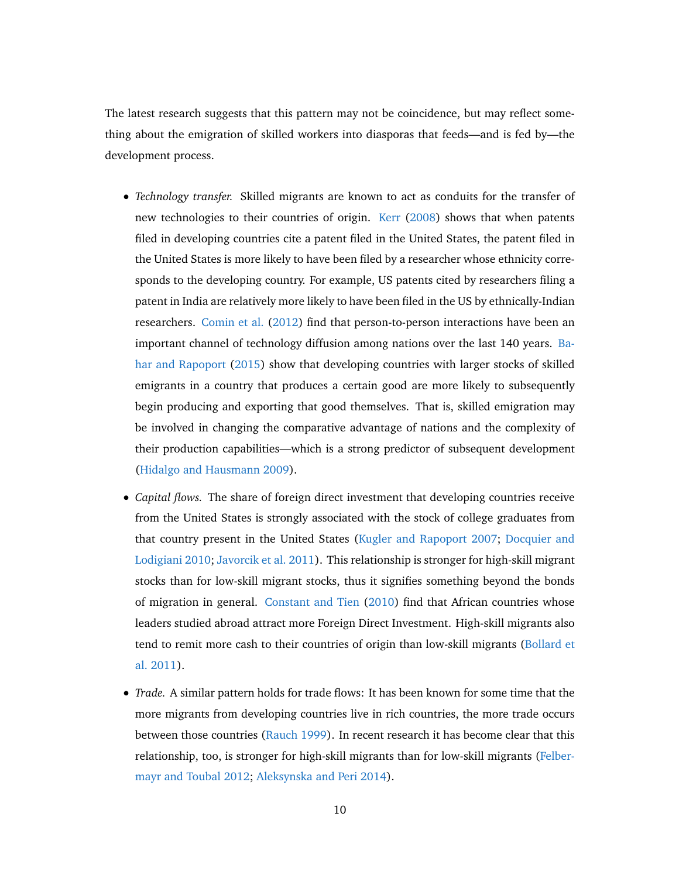The latest research suggests that this pattern may not be coincidence, but may reflect something about the emigration of skilled workers into diasporas that feeds—and is fed by—the development process.

- *Technology transfer.* Skilled migrants are known to act as conduits for the transfer of new technologies to their countries of origin. Kerr (2008) shows that when patents filed in developing countries cite a patent filed in the United States, the patent filed in the United States is more likely to have been filed by a researcher whose ethnicity corresponds to the developing country. For example, US patents cited by researchers filing a patent in India are relatively more likely to have been filed in the US by ethnically-Indian researchers. Comin et al. (2012) find that person-to-person interactions have been an important channel of technology diffusion among nations over the last 140 years. Bahar and Rapoport (2015) show that developing countries with larger stocks of skilled emigrants in a country that produces a certain good are more likely to subsequently begin producing and exporting that good themselves. That is, skilled emigration may be involved in changing the comparative advantage of nations and the complexity of their production capabilities—which is a strong predictor of subsequent development (Hidalgo and Hausmann 2009).
- *Capital flows.* The share of foreign direct investment that developing countries receive from the United States is strongly associated with the stock of college graduates from that country present in the United States (Kugler and Rapoport 2007; Docquier and Lodigiani 2010; Javorcik et al. 2011). This relationship is stronger for high-skill migrant stocks than for low-skill migrant stocks, thus it signifies something beyond the bonds of migration in general. Constant and Tien (2010) find that African countries whose leaders studied abroad attract more Foreign Direct Investment. High-skill migrants also tend to remit more cash to their countries of origin than low-skill migrants (Bollard et al. 2011).
- *Trade.* A similar pattern holds for trade flows: It has been known for some time that the more migrants from developing countries live in rich countries, the more trade occurs between those countries (Rauch 1999). In recent research it has become clear that this relationship, too, is stronger for high-skill migrants than for low-skill migrants (Felbermayr and Toubal 2012; Aleksynska and Peri 2014).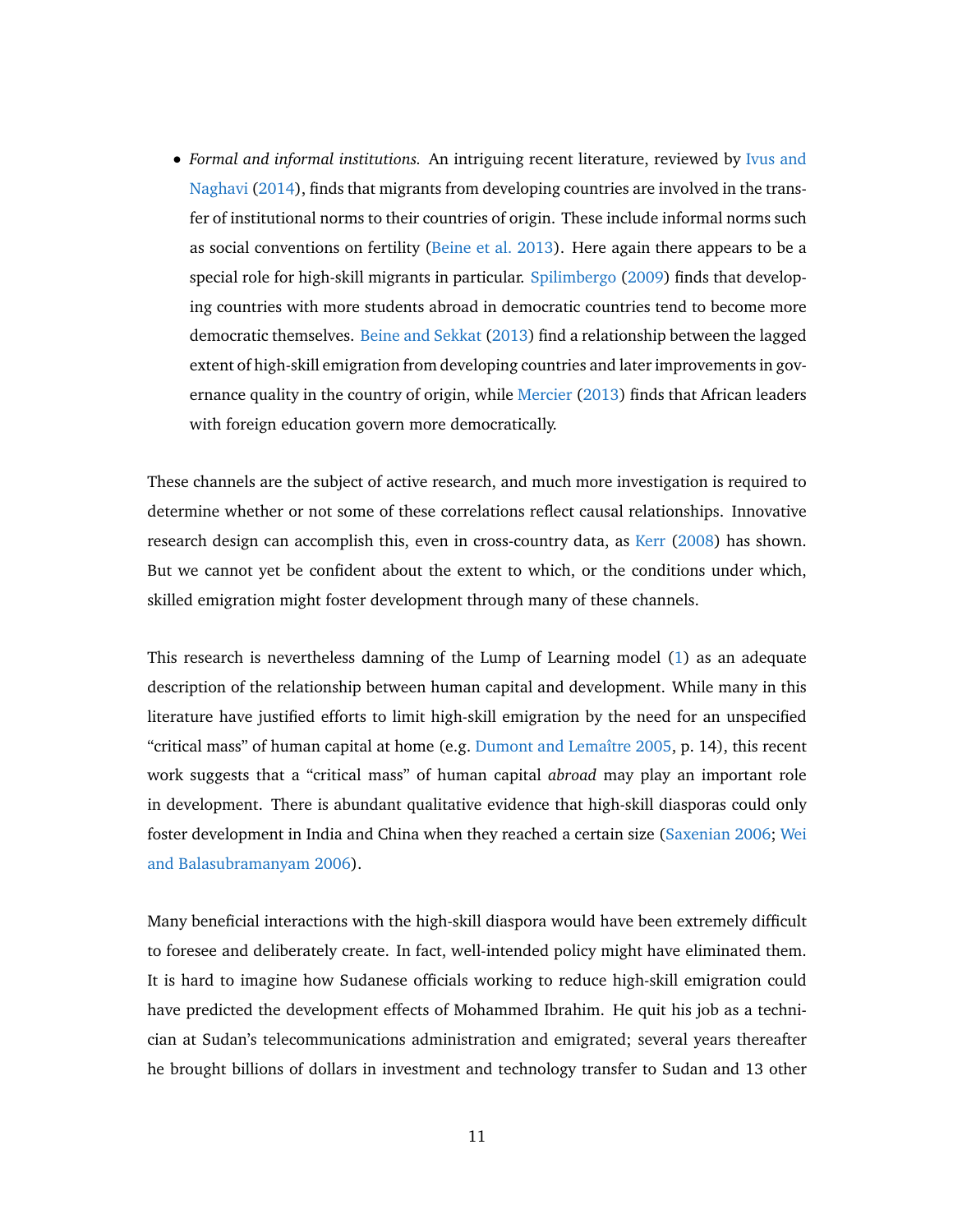- *Formal and informal institutions.* An intriguing recent literature, reviewed by Ivus and Naghavi (2014), finds that migrants from developing countries are involved in the transfer of institutional norms to their countries of origin. These include informal norms such as social conventions on fertility (Beine et al. 2013). Here again there appears to be a special role for high-skill migrants in particular. Spilimbergo (2009) finds that developing countries with more students abroad in democratic countries tend to become more democratic themselves. Beine and Sekkat (2013) find a relationship between the lagged extent of high-skill emigration from developing countries and later improvements in governance quality in the country of origin, while Mercier (2013) finds that African leaders with foreign education govern more democratically.

These channels are the subject of active research, and much more investigation is required to determine whether or not some of these correlations reflect causal relationships. Innovative research design can accomplish this, even in cross-country data, as Kerr (2008) has shown. But we cannot yet be confident about the extent to which, or the conditions under which, skilled emigration might foster development through many of these channels.

This research is nevertheless damning of the Lump of Learning model (1) as an adequate description of the relationship between human capital and development. While many in this literature have justified efforts to limit high-skill emigration by the need for an unspecified "critical mass" of human capital at home (e.g. Dumont and Lemaître 2005, p. 14), this recent work suggests that a "critical mass" of human capital *abroad* may play an important role in development. There is abundant qualitative evidence that high-skill diasporas could only foster development in India and China when they reached a certain size (Saxenian 2006; Wei and Balasubramanyam 2006).

Many beneficial interactions with the high-skill diaspora would have been extremely difficult to foresee and deliberately create. In fact, well-intended policy might have eliminated them. It is hard to imagine how Sudanese officials working to reduce high-skill emigration could have predicted the development effects of Mohammed Ibrahim. He quit his job as a technician at Sudan's telecommunications administration and emigrated; several years thereafter he brought billions of dollars in investment and technology transfer to Sudan and 13 other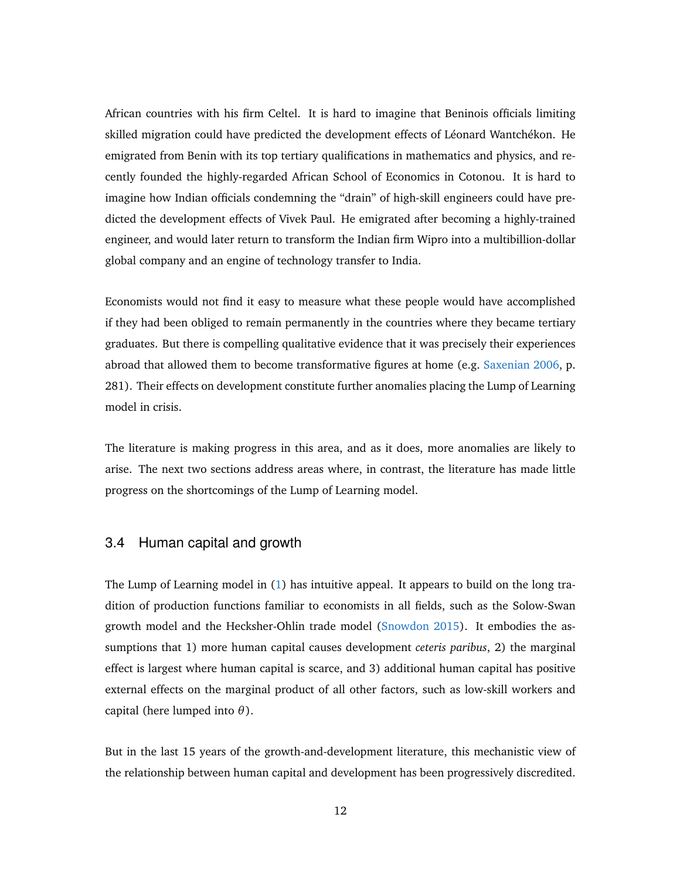African countries with his firm Celtel. It is hard to imagine that Beninois officials limiting skilled migration could have predicted the development effects of Léonard Wantchékon. He emigrated from Benin with its top tertiary qualifications in mathematics and physics, and recently founded the highly-regarded African School of Economics in Cotonou. It is hard to imagine how Indian officials condemning the "drain" of high-skill engineers could have predicted the development effects of Vivek Paul. He emigrated after becoming a highly-trained engineer, and would later return to transform the Indian firm Wipro into a multibillion-dollar global company and an engine of technology transfer to India.

Economists would not find it easy to measure what these people would have accomplished if they had been obliged to remain permanently in the countries where they became tertiary graduates. But there is compelling qualitative evidence that it was precisely their experiences abroad that allowed them to become transformative figures at home (e.g. Saxenian 2006, p. 281). Their effects on development constitute further anomalies placing the Lump of Learning model in crisis.

The literature is making progress in this area, and as it does, more anomalies are likely to arise. The next two sections address areas where, in contrast, the literature has made little progress on the shortcomings of the Lump of Learning model.

### 3.4 Human capital and growth

The Lump of Learning model in (1) has intuitive appeal. It appears to build on the long tradition of production functions familiar to economists in all fields, such as the Solow-Swan growth model and the Heckshe-Ohlin trade model (Snowdon 2015). It embodies the assumptions that 1) more human capital causes development *ceteris paribus*, 2) the marginal effect is largest where human capital is scarce, and 3) additional human capital has positive external effects on the marginal product of all other factors, such as low-skill workers and capital (here lumped into $\theta$).

But in the last 15 years of the growth-and-development literature, this mechanistic view of the relationship between human capital and development has been progressively discredited.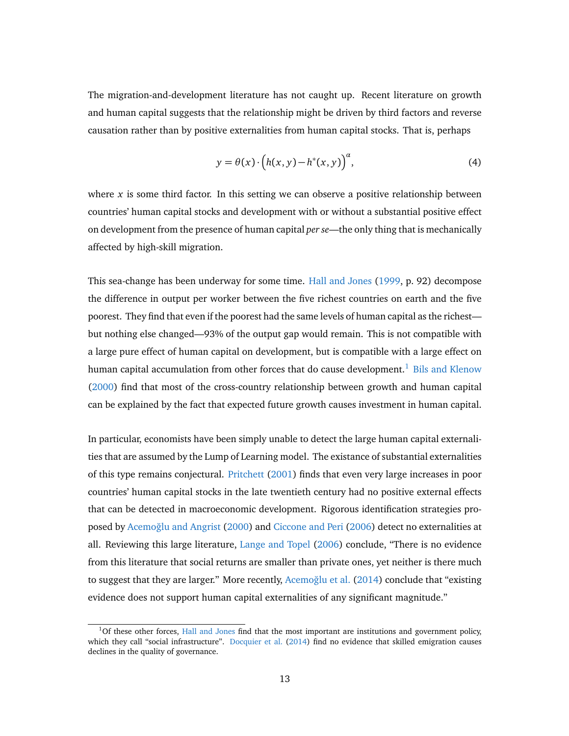The migration-and-development literature has not caught up. Recent literature on growth and human capital suggests that the relationship might be driven by third factors and reverse causation rather than by positive externalities from human capital stocks. That is, perhaps

$$y = \theta(x) \cdot \Big(h(x, y) - h^*(x, y)\Big)^{\alpha}, \tag{4}$$

where $x$ is some third factor. In this setting we can observe a positive relationship between countries' human capital stocks and development with or without a substantial positive effect on development from the presence of human capital *per se*—the only thing that is mechanically affected by high-skill migration.

This sea-change has been underway for some time. Hall and Jones (1999, p. 92) decompose the difference in output per worker between the five richest countries on earth and the five poorest. They find that even if the poorest had the same levels of human capital as the richest—but nothing else changed—93% of the output gap would remain. This is not compatible with a large pure effect of human capital on development, but is compatible with a large effect on human capital accumulation from other forces that do cause development.[1] Bils and Klenow (2000) find that most of the cross-country relationship between growth and human capital can be explained by the fact that expected future growth causes investment in human capital.

In particular, economists have been simply unable to detect the large human capital externalities that are assumed by the Lump of Learning model. The existance of substantial externalities of this type remains conjectural. Pritchett (2001) finds that even very large increases in poor countries' human capital stocks in the late twentieth century had no positive external effects that can be detected in macroeconomic development. Rigorous identification strategies proposed by Acemoğlu and Angrist (2000) and Ciccone and Peri (2006) detect no externalities at all. Reviewing this large literature, Lange and Topel (2006) conclude, "There is no evidence from this literature that social returns are smaller than private ones, yet neither is there much to suggest that they are larger." More recently, Acemoğlu et al. (2014) conclude that "existing evidence does not support human capital externalities of any significant magnitude."

[1] Of these other forces, Hall and Jones find that the most important are institutions and government policy, which they call "social infrastructure". Docquier et al. (2014) find no evidence that skilled emigration causes declines in the quality of governance.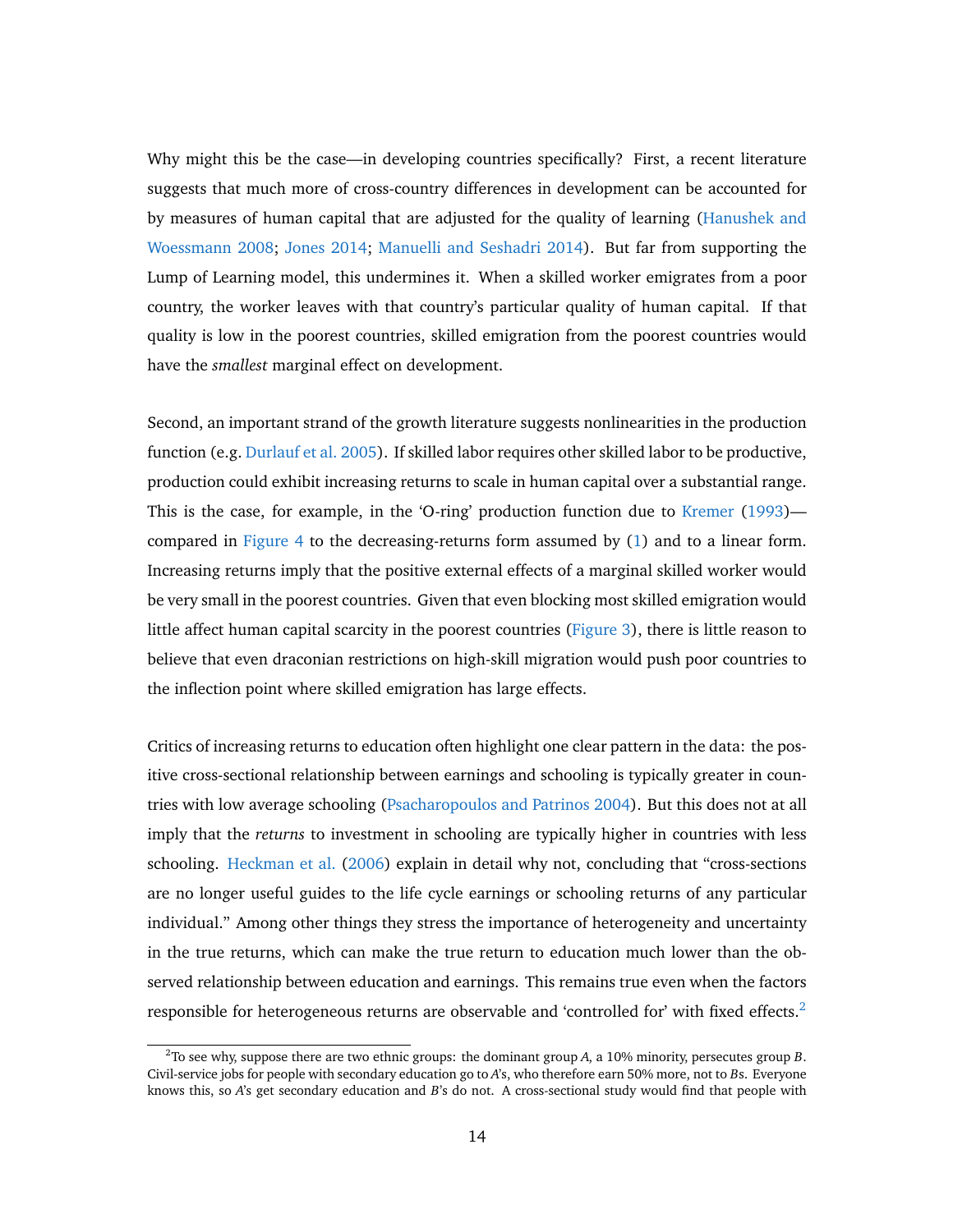Why might this be the case—in developing countries specifically? First, a recent literature suggests that much more of cross-country differences in development can be accounted for by measures of human capital that are adjusted for the quality of learning (Hanushek and Woessmann 2008; Jones 2014; Manuelli and Seshadri 2014). But far from supporting the Lump of Learning model, this undermines it. When a skilled worker emigrates from a poor country, the worker leaves with that country's particular quality of human capital. If that quality is low in the poorest countries, skilled emigration from the poorest countries would have the *smallest* marginal effect on development.

Second, an important strand of the growth literature suggests nonlinearities in the production function (e.g. Durlauf et al. 2005). If skilled labor requires other skilled labor to be productive, production could exhibit increasing returns to scale in human capital over a substantial range. This is the case, for example, in the 'O-ring' production function due to Kremer (1993)—compared in Figure 4 to the decreasing-returns form assumed by (1) and to a linear form. Increasing returns imply that the positive external effects of a marginal skilled worker would be very small in the poorest countries. Given that even blocking most skilled emigration would little affect human capital scarcity in the poorest countries (Figure 3), there is little reason to believe that even draconian restrictions on high-skill migration would push poor countries to the inflection point where skilled emigration has large effects.

Critics of increasing returns to education often highlight one clear pattern in the data: the positive cross-sectional relationship between earnings and schooling is typically greater in countries with low average schooling (Psacharopoulos and Patrinos 2004). But this does not at all imply that the *returns* to investment in schooling are typically higher in countries with less schooling. Heckman et al. (2006) explain in detail why not, concluding that "cross-sections are no longer useful guides to the life cycle earnings or schooling returns of any particular individual." Among other things they stress the importance of heterogeneity and uncertainty in the true returns, which can make the true return to education much lower than the observed relationship between education and earnings. This remains true even when the factors responsible for heterogeneous returns are observable and 'controlled for' with fixed effects.[2]

[2]To see why, suppose there are two ethnic groups: the dominant group *A*, a 10% minority, persecutes group *B*. Civil-service jobs for people with secondary education go to *A*'s, who therefore earn 50% more, not to *B*s. Everyone knows this, so *A*'s get secondary education and *B*'s do not. A cross-sectional study would find that people with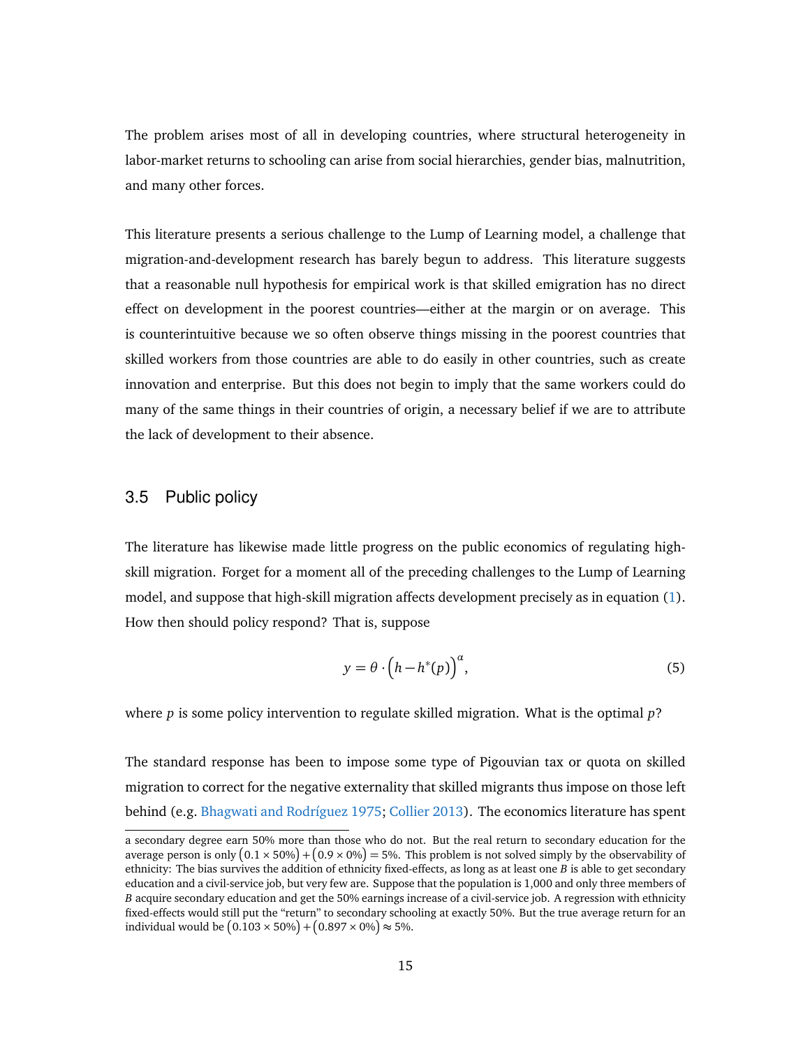The problem arises most of all in developing countries, where structural heterogeneity in labor-market returns to schooling can arise from social hierarchies, gender bias, malnutrition, and many other forces.

This literature presents a serious challenge to the Lump of Learning model, a challenge that migration-and-development research has barely begun to address. This literature suggests that a reasonable null hypothesis for empirical work is that skilled emigration has no direct effect on development in the poorest countries—either at the margin or on average. This is counterintuitive because we so often observe things missing in the poorest countries that skilled workers from those countries are able to do easily in other countries, such as create innovation and enterprise. But this does not begin to imply that the same workers could do many of the same things in their countries of origin, a necessary belief if we are to attribute the lack of development to their absence.

### 3.5 Public policy

The literature has likewise made little progress on the public economics of regulating high-skill migration. Forget for a moment all of the preceding challenges to the Lump of Learning model, and suppose that high-skill migration affects development precisely as in equation (1). How then should policy respond? That is, suppose

$$y = \theta \cdot \left(h - h^{*}(p)\right)^{\alpha}, \tag{5}$$

where $p$ is some policy intervention to regulate skilled migration. What is the optimal $p$?

The standard response has been to impose some type of Pigouvian tax or quota on skilled migration to correct for the negative externality that skilled migrants thus impose on those left behind (e.g. Bhagwati and Rodríguez 1975; Collier 2013). The economics literature has spent

a secondary degree earn 50% more than those who do not. But the real return to secondary education for the average person is only $(0.1 \times 50\%) + (0.9 \times 0\%) = 5\%$. This problem is not solved simply by the observability of ethnicity: The bias survives the addition of ethnicity fixed-effects, as long as at least one $B$ is able to get secondary education and a civil-service job, but very few are. Suppose that the population is 1,000 and only three members of $B$ acquire secondary education and get the 50% earnings increase of a civil-service job. A regression with ethnicity fixed-effects would still put the "return" to secondary schooling at exactly 50%. But the true average return for an individual would be $(0.103 \times 50\%) + (0.897 \times 0\%) \approx 5\%$.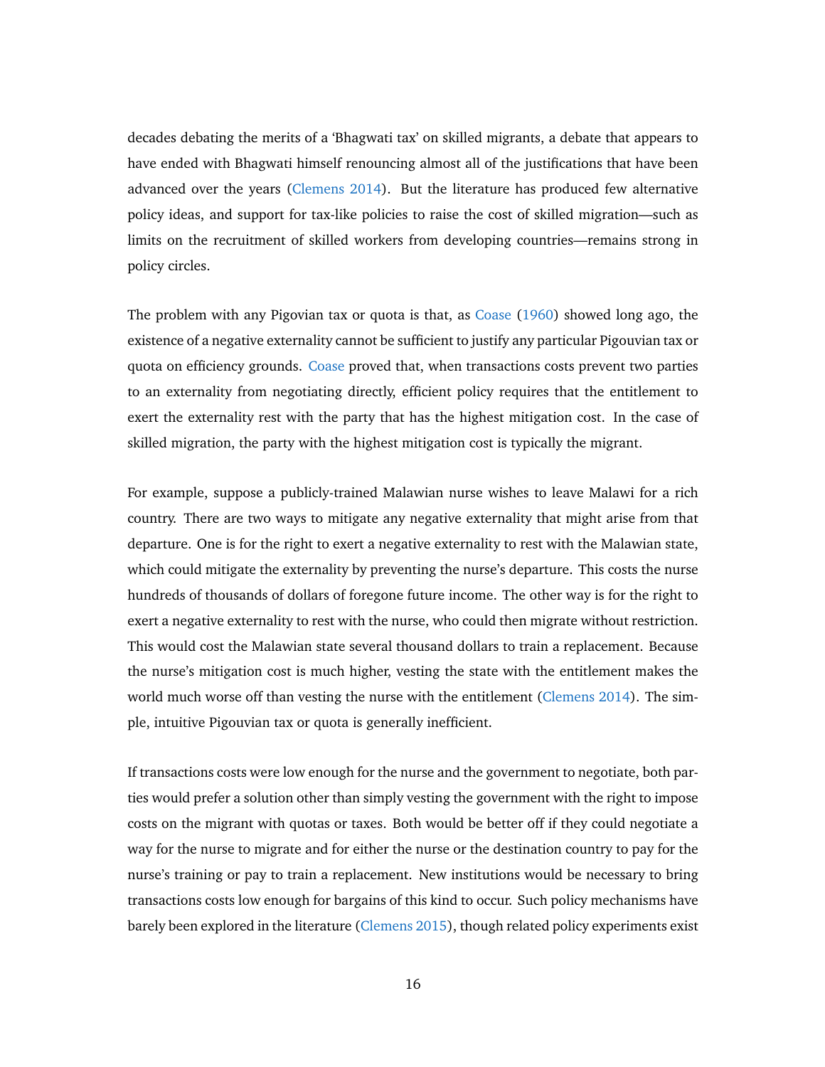decades debating the merits of a 'Bhagwati tax' on skilled migrants, a debate that appears to have ended with Bhagwati himself renouncing almost all of the justifications that have been advanced over the years (Clemens 2014). But the literature has produced few alternative policy ideas, and support for tax-like policies to raise the cost of skilled migration—such as limits on the recruitment of skilled workers from developing countries—remains strong in policy circles.

The problem with any Pigovian tax or quota is that, as Coase (1960) showed long ago, the existence of a negative externality cannot be sufficient to justify any particular Pigouvian tax or quota on efficiency grounds. Coase proved that, when transactions costs prevent two parties to an externality from negotiating directly, efficient policy requires that the entitlement to exert the externality rest with the party that has the highest mitigation cost. In the case of skilled migration, the party with the highest mitigation cost is typically the migrant.

For example, suppose a publicly-trained Malawian nurse wishes to leave Malawi for a rich country. There are two ways to mitigate any negative externality that might arise from that departure. One is for the right to exert a negative externality to rest with the Malawian state, which could mitigate the externality by preventing the nurse's departure. This costs the nurse hundreds of thousands of dollars of foregone future income. The other way is for the right to exert a negative externality to rest with the nurse, who could then migrate without restriction. This would cost the Malawian state several thousand dollars to train a replacement. Because the nurse's mitigation cost is much higher, vesting the state with the entitlement makes the world much worse off than vesting the nurse with the entitlement (Clemens 2014). The simple, intuitive Pigouvian tax or quota is generally inefficient.

If transactions costs were low enough for the nurse and the government to negotiate, both parties would prefer a solution other than simply vesting the government with the right to impose costs on the migrant with quotas or taxes. Both would be better off if they could negotiate a way for the nurse to migrate and for either the nurse or the destination country to pay for the nurse's training or pay to train a replacement. New institutions would be necessary to bring transactions costs low enough for bargains of this kind to occur. Such policy mechanisms have barely been explored in the literature (Clemens 2015), though related policy experiments exist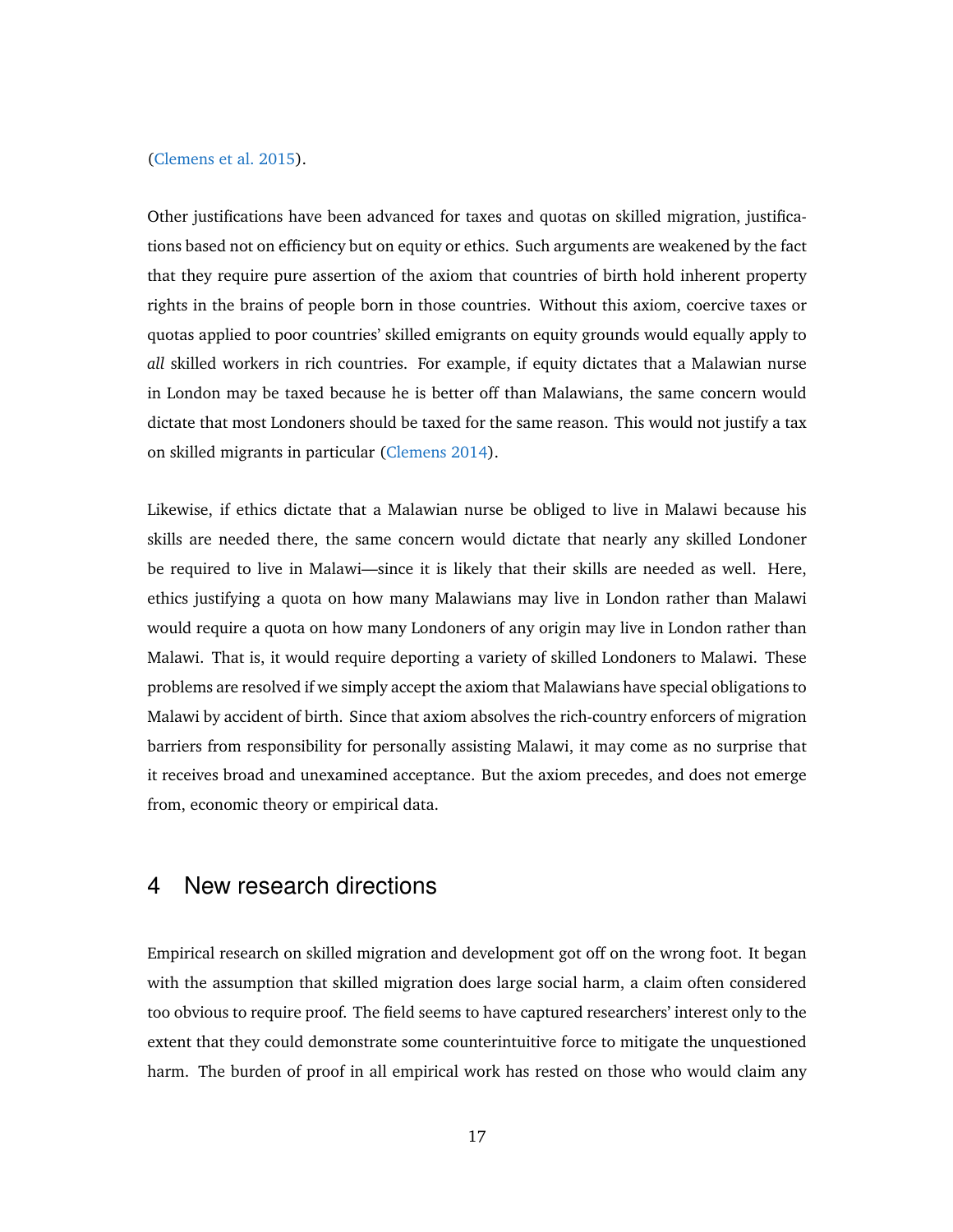(Clemens et al. 2015).

Other justifications have been advanced for taxes and quotas on skilled migration, justifications based not on efficiency but on equity or ethics. Such arguments are weakened by the fact that they require pure assertion of the axiom that countries of birth hold inherent property rights in the brains of people born in those countries. Without this axiom, coercive taxes or quotas applied to poor countries' skilled emigrants on equity grounds would equally apply to *all* skilled workers in rich countries. For example, if equity dictates that a Malawian nurse in London may be taxed because he is better off than Malawians, the same concern would dictate that most Londoners should be taxed for the same reason. This would not justify a tax on skilled migrants in particular (Clemens 2014).

Likewise, if ethics dictate that a Malawian nurse be obliged to live in Malawi because his skills are needed there, the same concern would dictate that nearly any skilled Londoner be required to live in Malawi—since it is likely that their skills are needed as well. Here, ethics justifying a quota on how many Malawians may live in London rather than Malawi would require a quota on how many Londoners of any origin may live in London rather than Malawi. That is, it would require deporting a variety of skilled Londoners to Malawi. These problems are resolved if we simply accept the axiom that Malawians have special obligations to Malawi by accident of birth. Since that axiom absolves the rich-country enforcers of migration barriers from responsibility for personally assisting Malawi, it may come as no surprise that it receives broad and unexamined acceptance. But the axiom precedes, and does not emerge from, economic theory or empirical data.

## 4 New research directions

Empirical research on skilled migration and development got off on the wrong foot. It began with the assumption that skilled migration does large social harm, a claim often considered too obvious to require proof. The field seems to have captured researchers' interest only to the extent that they could demonstrate some counterintuitive force to mitigate the unquestioned harm. The burden of proof in all empirical work has rested on those who would claim any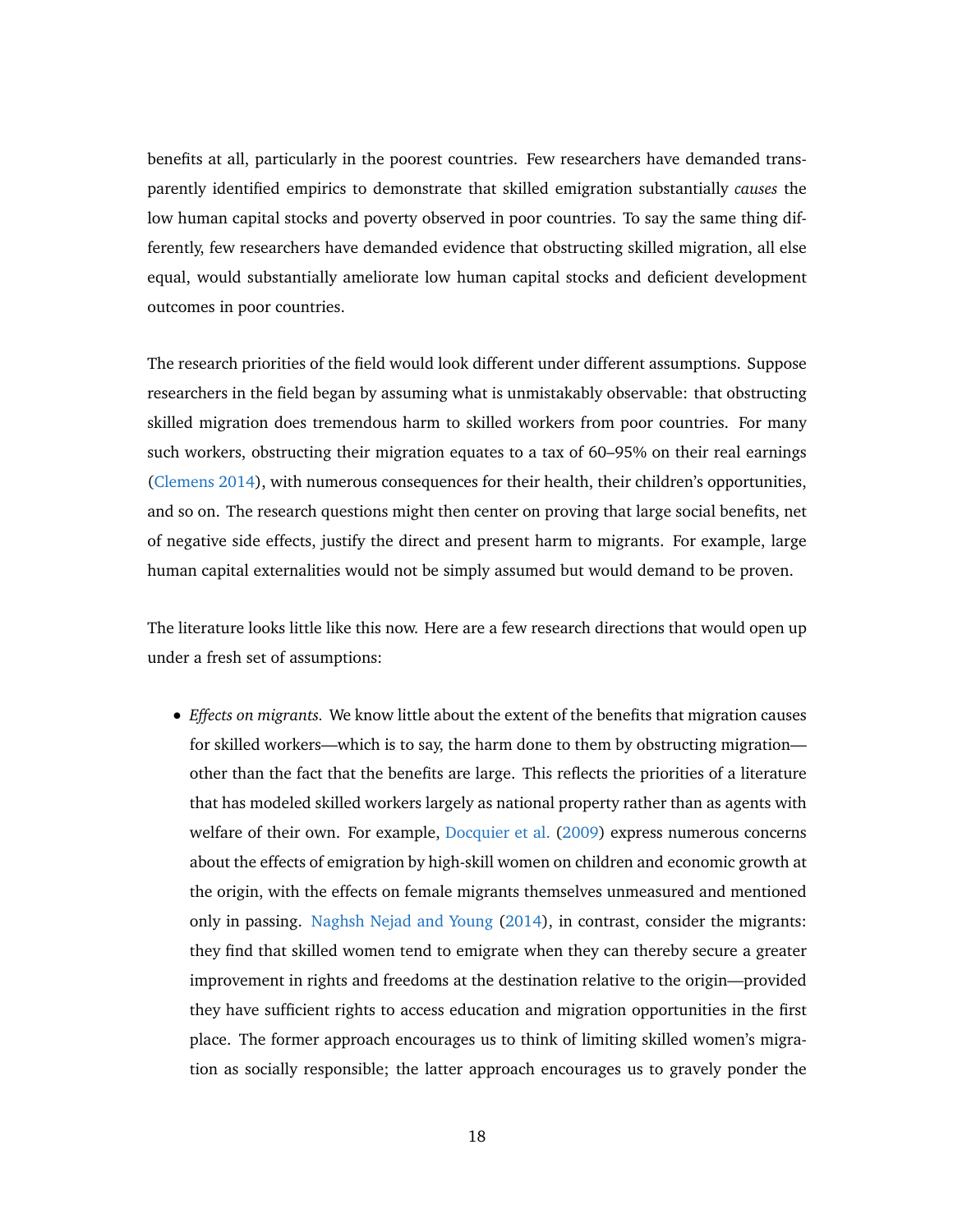benefits at all, particularly in the poorest countries. Few researchers have demanded transparently identified empirics to demonstrate that skilled emigration substantially *causes* the low human capital stocks and poverty observed in poor countries. To say the same thing differently, few researchers have demanded evidence that obstructing skilled migration, all else equal, would substantially ameliorate low human capital stocks and deficient development outcomes in poor countries.

The research priorities of the field would look different under different assumptions. Suppose researchers in the field began by assuming what is unmistakably observable: that obstructing skilled migration does tremendous harm to skilled workers from poor countries. For many such workers, obstructing their migration equates to a tax of 60–95% on their real earnings (Clemens 2014), with numerous consequences for their health, their children's opportunities, and so on. The research questions might then center on proving that large social benefits, net of negative side effects, justify the direct and present harm to migrants. For example, large human capital externalities would not be simply assumed but would demand to be proven.

The literature looks little like this now. Here are a few research directions that would open up under a fresh set of assumptions:

- *Effects on migrants.* We know little about the extent of the benefits that migration causes for skilled workers—which is to say, the harm done to them by obstructing migration—other than the fact that the benefits are large. This reflects the priorities of a literature that has modeled skilled workers largely as national property rather than as agents with welfare of their own. For example, Docquier et al. (2009) express numerous concerns about the effects of emigration by high-skill women on children and economic growth at the origin, with the effects on female migrants themselves unmeasured and mentioned only in passing. Naghsh Nejad and Young (2014), in contrast, consider the migrants: they find that skilled women tend to emigrate when they can thereby secure a greater improvement in rights and freedoms at the destination relative to the origin—provided they have sufficient rights to access education and migration opportunities in the first place. The former approach encourages us to think of limiting skilled women's migration as socially responsible; the latter approach encourages us to gravely ponder the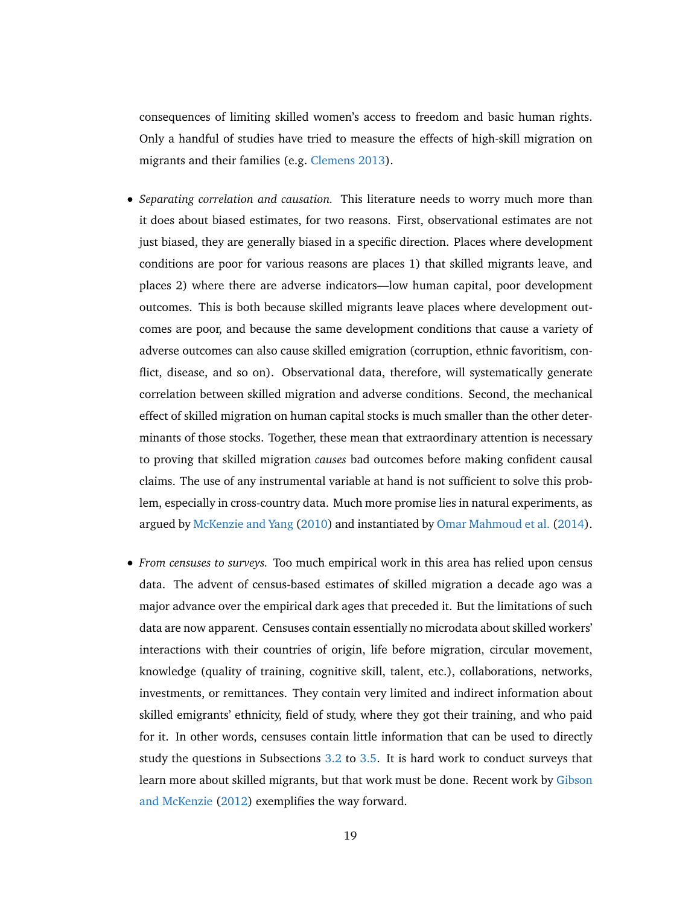consequences of limiting skilled women's access to freedom and basic human rights. Only a handful of studies have tried to measure the effects of high-skill migration on migrants and their families (e.g. Clemens 2013).

- *Separating correlation and causation.* This literature needs to worry much more than it does about biased estimates, for two reasons. First, observational estimates are not just biased, they are generally biased in a specific direction. Places where development conditions are poor for various reasons are places 1) that skilled migrants leave, and places 2) where there are adverse indicators—low human capital, poor development outcomes. This is both because skilled migrants leave places where development outcomes are poor, and because the same development conditions that cause a variety of adverse outcomes can also cause skilled emigration (corruption, ethnic favoritism, conflict, disease, and so on). Observational data, therefore, will systematically generate correlation between skilled migration and adverse conditions. Second, the mechanical effect of skilled migration on human capital stocks is much smaller than the other determinants of those stocks. Together, these mean that extraordinary attention is necessary to proving that skilled migration *causes* bad outcomes before making confident causal claims. The use of any instrumental variable at hand is not sufficient to solve this problem, especially in cross-country data. Much more promise lies in natural experiments, as argued by McKenzie and Yang (2010) and instantiated by Omar Mahmoud et al. (2014).

- *From censuses to surveys.* Too much empirical work in this area has relied upon census data. The advent of census-based estimates of skilled migration a decade ago was a major advance over the empirical dark ages that preceded it. But the limitations of such data are now apparent. Censuses contain essentially no microdata about skilled workers' interactions with their countries of origin, life before migration, circular movement, knowledge (quality of training, cognitive skill, talent, etc.), collaborations, networks, investments, or remittances. They contain very limited and indirect information about skilled emigrants' ethnicity, field of study, where they got their training, and who paid for it. In other words, censuses contain little information that can be used to directly study the questions in Subsections 3.2 to 3.5. It is hard work to conduct surveys that learn more about skilled migrants, but that work must be done. Recent work by Gibson and McKenzie (2012) exemplifies the way forward.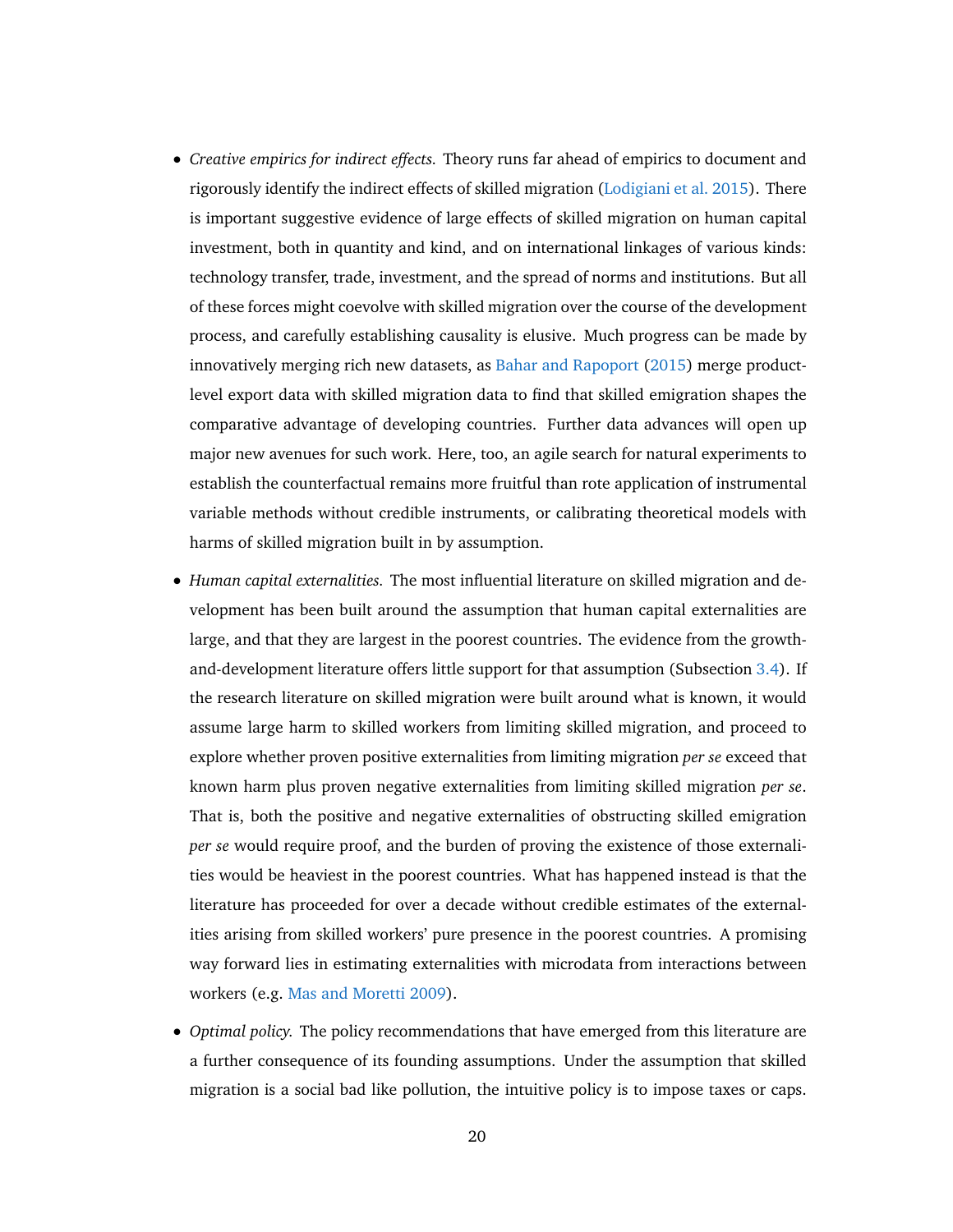- *Creative empirics for indirect effects.* Theory runs far ahead of empirics to document and rigorously identify the indirect effects of skilled migration (Lodigiani et al. 2015). There is important suggestive evidence of large effects of skilled migration on human capital investment, both in quantity and kind, and on international linkages of various kinds: technology transfer, trade, investment, and the spread of norms and institutions. But all of these forces might coevolve with skilled migration over the course of the development process, and carefully establishing causality is elusive. Much progress can be made by innovatively merging rich new datasets, as Bahar and Rapoport (2015) merge product-level export data with skilled migration data to find that skilled emigration shapes the comparative advantage of developing countries. Further data advances will open up major new avenues for such work. Here, too, an agile search for natural experiments to establish the counterfactual remains more fruitful than rote application of instrumental variable methods without credible instruments, or calibrating theoretical models with harms of skilled migration built in by assumption.

- *Human capital externalities.* The most influential literature on skilled migration and development has been built around the assumption that human capital externalities are large, and that they are largest in the poorest countries. The evidence from the growth-and-development literature offers little support for that assumption (Subsection 3.4). If the research literature on skilled migration were built around what is known, it would assume large harm to skilled workers from limiting skilled migration, and proceed to explore whether proven positive externalities from limiting migration *per se* exceed that known harm plus proven negative externalities from limiting skilled migration *per se*. That is, both the positive and negative externalities of obstructing skilled emigration *per se* would require proof, and the burden of proving the existence of those externalities would be heaviest in the poorest countries. What has happened instead is that the literature has proceeded for over a decade without credible estimates of the externalities arising from skilled workers' pure presence in the poorest countries. A promising way forward lies in estimating externalities with microdata from interactions between workers (e.g. Mas and Moretti 2009).

- *Optimal policy.* The policy recommendations that have emerged from this literature are a further consequence of its founding assumptions. Under the assumption that skilled migration is a social bad like pollution, the intuitive policy is to impose taxes or caps.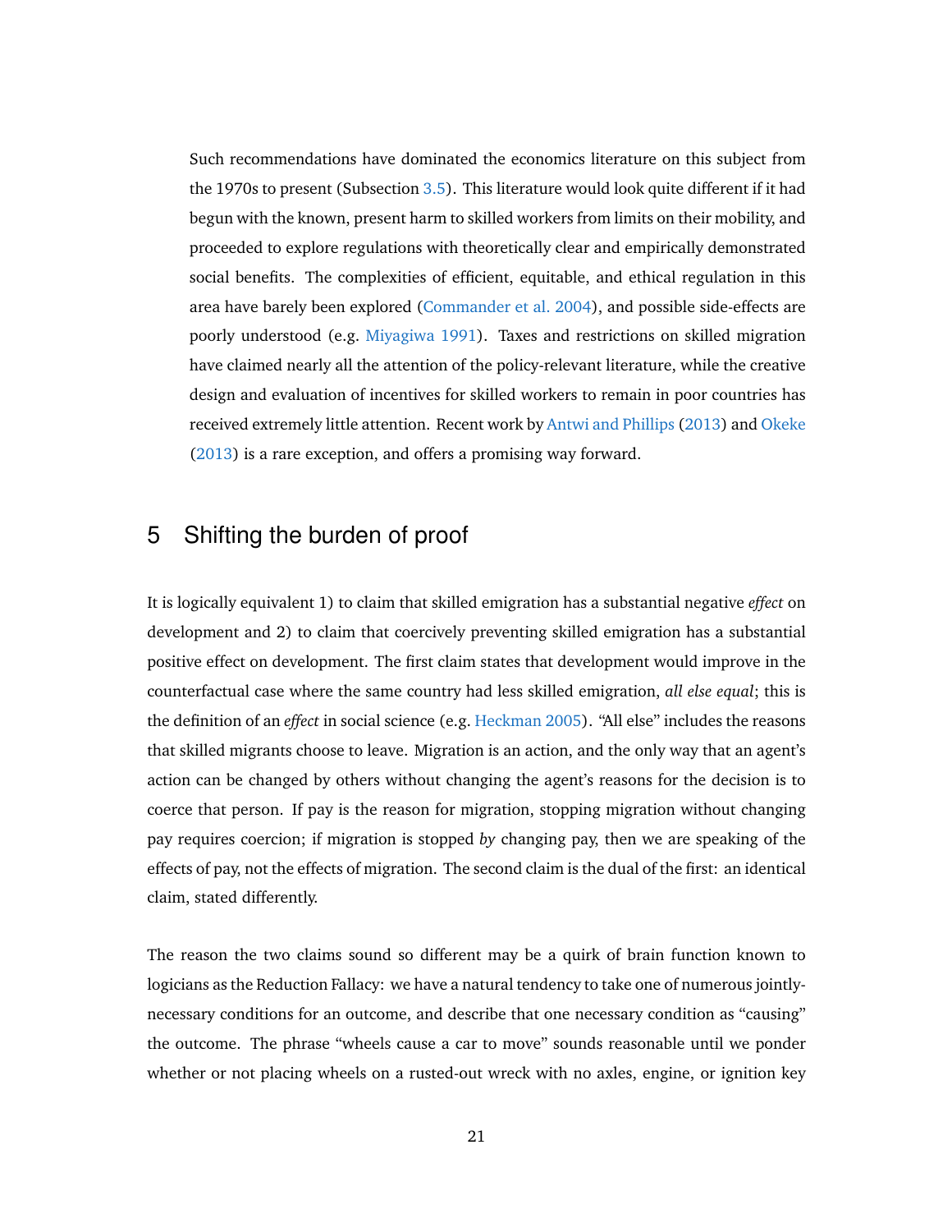> Such recommendations have dominated the economics literature on this subject from the 1970s to present (Subsection 3.5). This literature would look quite different if it had begun with the known, present harm to skilled workers from limits on their mobility, and proceeded to explore regulations with theoretically clear and empirically demonstrated social benefits. The complexities of efficient, equitable, and ethical regulation in this area have barely been explored (Commander et al. 2004), and possible side-effects are poorly understood (e.g. Miyagiwa 1991). Taxes and restrictions on skilled migration have claimed nearly all the attention of the policy-relevant literature, while the creative design and evaluation of incentives for skilled workers to remain in poor countries has received extremely little attention. Recent work by Antwi and Phillips (2013) and Okeke (2013) is a rare exception, and offers a promising way forward.

## 5 Shifting the burden of proof

It is logically equivalent 1) to claim that skilled emigration has a substantial negative *effect* on development and 2) to claim that coercively preventing skilled emigration has a substantial positive effect on development. The first claim states that development would improve in the counterfactual case where the same country had less skilled emigration, *all else equal*; this is the definition of an *effect* in social science (e.g. Heckman 2005). "All else" includes the reasons that skilled migrants choose to leave. Migration is an action, and the only way that an agent's action can be changed by others without changing the agent's reasons for the decision is to coerce that person. If pay is the reason for migration, stopping migration without changing pay requires coercion; if migration is stopped *by* changing pay, then we are speaking of the effects of pay, not the effects of migration. The second claim is the dual of the first: an identical claim, stated differently.

The reason the two claims sound so different may be a quirk of brain function known to logicians as the Reduction Fallacy: we have a natural tendency to take one of numerous jointly-necessary conditions for an outcome, and describe that one necessary condition as "causing" the outcome. The phrase "wheels cause a car to move" sounds reasonable until we ponder whether or not placing wheels on a rusted-out wreck with no axles, engine, or ignition key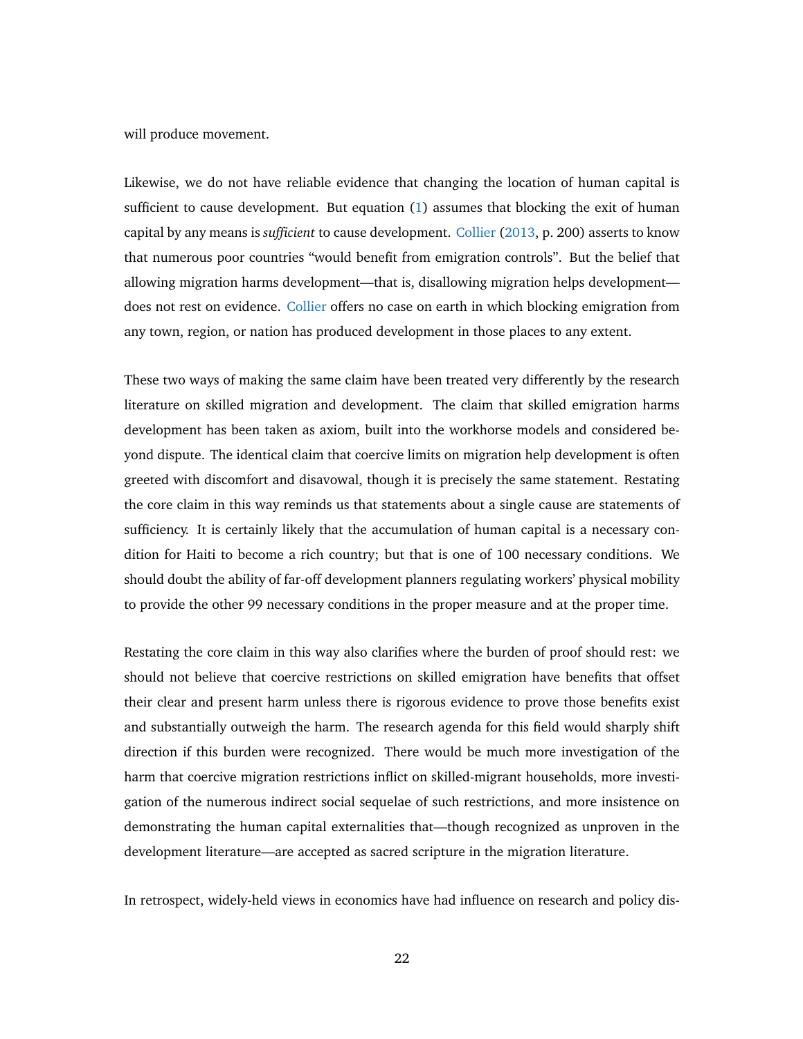will produce movement.

Likewise, we do not have reliable evidence that changing the location of human capital is sufficient to cause development. But equation (1) assumes that blocking the exit of human capital by any means is *sufficient* to cause development. Collier (2013, p. 200) asserts to know that numerous poor countries "would benefit from emigration controls". But the belief that allowing migration harms development—that is, disallowing migration helps development—does not rest on evidence. Collier offers no case on earth in which blocking emigration from any town, region, or nation has produced development in those places to any extent.

These two ways of making the same claim have been treated very differently by the research literature on skilled migration and development. The claim that skilled emigration harms development has been taken as axiom, built into the workhorse models and considered beyond dispute. The identical claim that coercive limits on migration help development is often greeted with discomfort and disavowal, though it is precisely the same statement. Restating the core claim in this way reminds us that statements about a single cause are statements of sufficiency. It is certainly likely that the accumulation of human capital is a necessary condition for Haiti to become a rich country; but that is one of 100 necessary conditions. We should doubt the ability of far-off development planners regulating workers' physical mobility to provide the other 99 necessary conditions in the proper measure and at the proper time.

Restating the core claim in this way also clarifies where the burden of proof should rest: we should not believe that coercive restrictions on skilled emigration have benefits that offset their clear and present harm unless there is rigorous evidence to prove those benefits exist and substantially outweigh the harm. The research agenda for this field would sharply shift direction if this burden were recognized. There would be much more investigation of the harm that coercive migration restrictions inflict on skilled-migrant households, more investigation of the numerous indirect social sequelae of such restrictions, and more insistence on demonstrating the human capital externalities that—though recognized as unproven in the development literature—are accepted as sacred scripture in the migration literature.

In retrospect, widely-held views in economics have had influence on research and policy dis-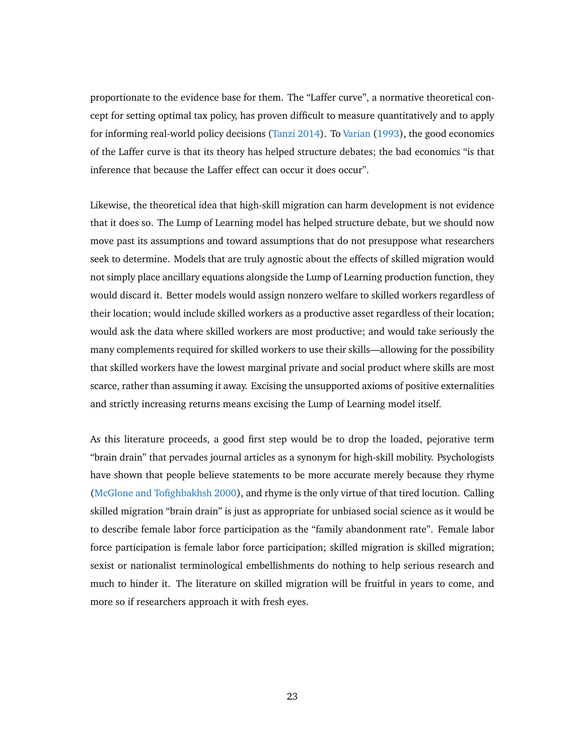proportionate to the evidence base for them. The "Laffer curve", a normative theoretical concept for setting optimal tax policy, has proven difficult to measure quantitatively and to apply for informing real-world policy decisions (Tanzi 2014). To Varian (1993), the good economics of the Laffer curve is that its theory has helped structure debates; the bad economics "is that inference that because the Laffer effect can occur it does occur".

Likewise, the theoretical idea that high-skill migration can harm development is not evidence that it does so. The Lump of Learning model has helped structure debate, but we should now move past its assumptions and toward assumptions that do not presuppose what researchers seek to determine. Models that are truly agnostic about the effects of skilled migration would not simply place ancillary equations alongside the Lump of Learning production function, they would discard it. Better models would assign nonzero welfare to skilled workers regardless of their location; would include skilled workers as a productive asset regardless of their location; would ask the data where skilled workers are most productive; and would take seriously the many complements required for skilled workers to use their skills—allowing for the possibility that skilled workers have the lowest marginal private and social product where skills are most scarce, rather than assuming it away. Excising the unsupported axioms of positive externalities and strictly increasing returns means excising the Lump of Learning model itself.

As this literature proceeds, a good first step would be to drop the loaded, pejorative term "brain drain" that pervades journal articles as a synonym for high-skill mobility. Psychologists have shown that people believe statements to be more accurate merely because they rhyme (McGlone and Tofighbakhsh 2000), and rhyme is the only virtue of that tired locution. Calling skilled migration "brain drain" is just as appropriate for unbiased social science as it would be to describe female labor force participation as the "family abandonment rate". Female labor force participation is female labor force participation; skilled migration is skilled migration; sexist or nationalist terminological embellishments do nothing to help serious research and much to hinder it. The literature on skilled migration will be fruitful in years to come, and more so if researchers approach it with fresh eyes.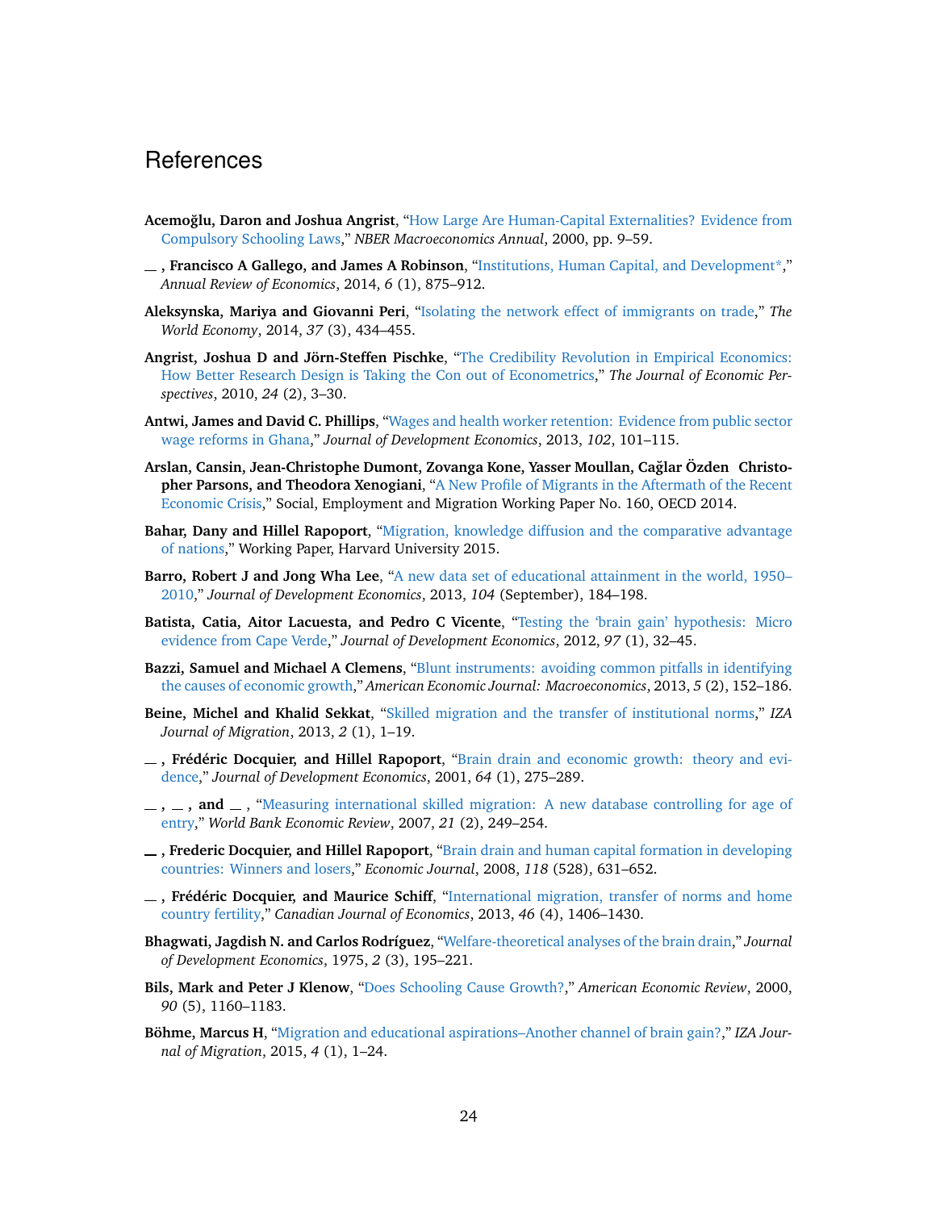# References

**Acemoğlu, Daron and Joshua Angrist**, "How Large Are Human-Capital Externalities? Evidence from Compulsory Schooling Laws," *NBER Macroeconomics Annual*, 2000, pp. 9–59.

**\_\_ , Francisco A Gallego, and James A Robinson**, "Institutions, Human Capital, and Development*," *Annual Review of Economics*, 2014, *6* (1), 875–912.

**Aleksynska, Mariya and Giovanni Peri**, "Isolating the network effect of immigrants on trade," *The World Economy*, 2014, *37* (3), 434–455.

**Angrist, Joshua D and Jörn-Steffen Pischke**, "The Credibility Revolution in Empirical Economics: How Better Research Design is Taking the Con out of Econometrics," *The Journal of Economic Perspectives*, 2010, *24* (2), 3–30.

**Antwi, James and David C. Phillips**, "Wages and health worker retention: Evidence from public sector wage reforms in Ghana," *Journal of Development Economics*, 2013, *102*, 101–115.

**Arslan, Cansin, Jean-Christophe Dumont, Zovanga Kone, Yasser Moullan, Cağlar Özden Christopher Parsons, and Theodora Xenogiani**, "A New Profile of Migrants in the Aftermath of the Recent Economic Crisis," Social, Employment and Migration Working Paper No. 160, OECD 2014.

**Bahar, Dany and Hillel Rapoport**, "Migration, knowledge diffusion and the comparative advantage of nations," Working Paper, Harvard University 2015.

**Barro, Robert J and Jong Wha Lee**, "A new data set of educational attainment in the world, 1950–2010," *Journal of Development Economics*, 2013, *104* (September), 184–198.

**Batista, Catia, Aitor Lacuesta, and Pedro C Vicente**, "Testing the 'brain gain' hypothesis: Micro evidence from Cape Verde," *Journal of Development Economics*, 2012, *97* (1), 32–45.

**Bazzi, Samuel and Michael A Clemens**, "Blunt instruments: avoiding common pitfalls in identifying the causes of economic growth," *American Economic Journal: Macroeconomics*, 2013, *5* (2), 152–186.

**Beine, Michel and Khalid Sekkat**, "Skilled migration and the transfer of institutional norms," *IZA Journal of Migration*, 2013, *2* (1), 1–19.

**\_\_ , Frédéric Docquier, and Hillel Rapoport**, "Brain drain and economic growth: theory and evidence," *Journal of Development Economics*, 2001, *64* (1), 275–289.

**\_\_ , \_\_ , and \_\_** , "Measuring international skilled migration: A new database controlling for age of entry," *World Bank Economic Review*, 2007, *21* (2), 249–254.

**\_\_ , Frederic Docquier, and Hillel Rapoport**, "Brain drain and human capital formation in developing countries: Winners and losers," *Economic Journal*, 2008, *118* (528), 631–652.

**\_\_ , Frédéric Docquier, and Maurice Schiff**, "International migration, transfer of norms and home country fertility," *Canadian Journal of Economics*, 2013, *46* (4), 1406–1430.

**Bhagwati, Jagdish N. and Carlos Rodríguez**, "Welfare-theoretical analyses of the brain drain," *Journal of Development Economics*, 1975, *2* (3), 195–221.

**Bils, Mark and Peter J Klenow**, "Does Schooling Cause Growth?," *American Economic Review*, 2000, *90* (5), 1160–1183.

**Böhme, Marcus H**, "Migration and educational aspirations–Another channel of brain gain?," *IZA Journal of Migration*, 2015, *4* (1), 1–24.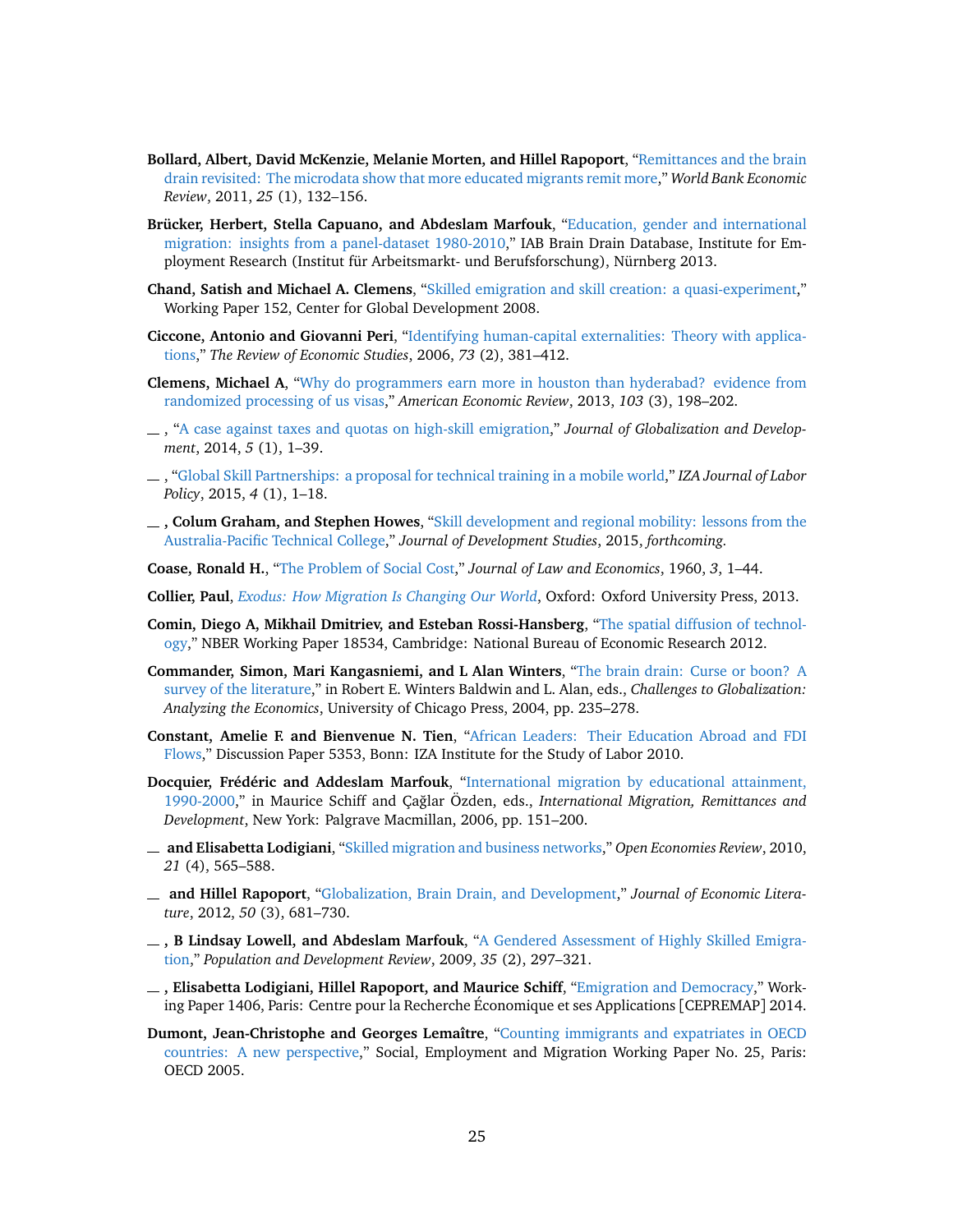**Bollard, Albert, David McKenzie, Melanie Morten, and Hillel Rapoport**, "Remittances and the brain drain revisited: The microdata show that more educated migrants remit more," *World Bank Economic Review*, 2011, *25* (1), 132–156.

**Brücker, Herbert, Stella Capuano, and Abdeslam Marfouk**, "Education, gender and international migration: insights from a panel-dataset 1980-2010," IAB Brain Drain Database, Institute for Employment Research (Institut für Arbeitsmarkt- und Berufsforschung), Nürnberg 2013.

**Chand, Satish and Michael A. Clemens**, "Skilled emigration and skill creation: a quasi-experiment," Working Paper 152, Center for Global Development 2008.

**Ciccone, Antonio and Giovanni Peri**, "Identifying human-capital externalities: Theory with applications," *The Review of Economic Studies*, 2006, *73* (2), 381–412.

**Clemens, Michael A**, "Why do programmers earn more in houston than hyderabad? evidence from randomized processing of us visas," *American Economic Review*, 2013, *103* (3), 198–202.

__ , "A case against taxes and quotas on high-skill emigration," *Journal of Globalization and Development*, 2014, *5* (1), 1–39.

__ , "Global Skill Partnerships: a proposal for technical training in a mobile world," *IZA Journal of Labor Policy*, 2015, *4* (1), 1–18.

__ **, Colum Graham, and Stephen Howes**, "Skill development and regional mobility: lessons from the Australia-Pacific Technical College," *Journal of Development Studies*, 2015, *forthcoming.*

**Coase, Ronald H.**, "The Problem of Social Cost," *Journal of Law and Economics*, 1960, *3*, 1–44.

**Collier, Paul**, *Exodus: How Migration Is Changing Our World*, Oxford: Oxford University Press, 2013.

**Comin, Diego A, Mikhail Dmitriev, and Esteban Rossi-Hansberg**, "The spatial diffusion of technology," NBER Working Paper 18534, Cambridge: National Bureau of Economic Research 2012.

**Commander, Simon, Mari Kangasniemi, and L Alan Winters**, "The brain drain: Curse or boon? A survey of the literature," in Robert E. Winters Baldwin and L. Alan, eds., *Challenges to Globalization: Analyzing the Economics*, University of Chicago Press, 2004, pp. 235–278.

**Constant, Amelie F. and Bienvenue N. Tien**, "African Leaders: Their Education Abroad and FDI Flows," Discussion Paper 5353, Bonn: IZA Institute for the Study of Labor 2010.

**Docquier, Frédéric and Addeslam Marfouk**, "International migration by educational attainment, 1990-2000," in Maurice Schiff and Çağlar Özden, eds., *International Migration, Remittances and Development*, New York: Palgrave Macmillan, 2006, pp. 151–200.

__ **and Elisabetta Lodigiani**, "Skilled migration and business networks," *Open Economies Review*, 2010, *21* (4), 565–588.

__ **and Hillel Rapoport**, "Globalization, Brain Drain, and Development," *Journal of Economic Literature*, 2012, *50* (3), 681–730.

__ **, B Lindsay Lowell, and Abdeslam Marfouk**, "A Gendered Assessment of Highly Skilled Emigration," *Population and Development Review*, 2009, *35* (2), 297–321.

__ **, Elisabetta Lodigiani, Hillel Rapoport, and Maurice Schiff**, "Emigration and Democracy," Working Paper 1406, Paris: Centre pour la Recherche Économique et ses Applications [CEPREMAP] 2014.

**Dumont, Jean-Christophe and Georges Lemaître**, "Counting immigrants and expatriates in OECD countries: A new perspective," Social, Employment and Migration Working Paper No. 25, Paris: OECD 2005.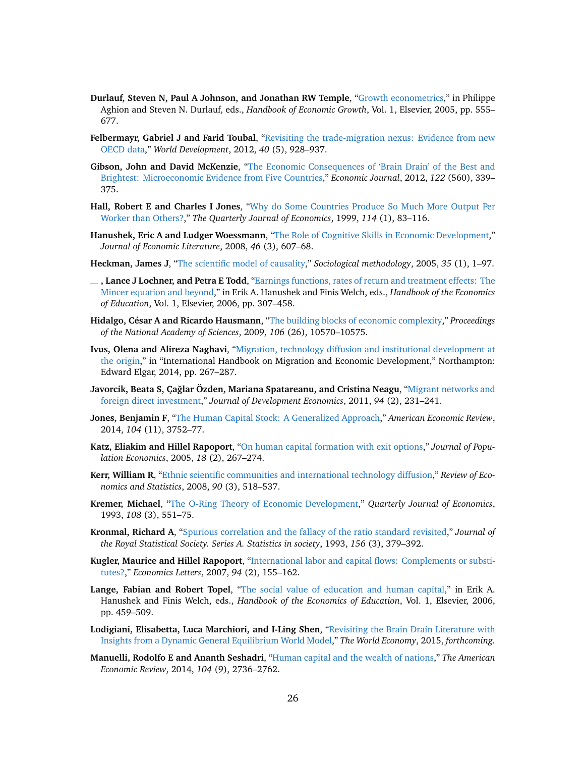**Durlauf, Steven N, Paul A Johnson, and Jonathan RW Temple**, "Growth econometrics," in Philippe Aghion and Steven N. Durlauf, eds., *Handbook of Economic Growth*, Vol. 1, Elsevier, 2005, pp. 555–677.

**Felbermayr, Gabriel J and Farid Toubal**, "Revisiting the trade-migration nexus: Evidence from new OECD data," *World Development*, 2012, *40* (5), 928–937.

**Gibson, John and David McKenzie**, "The Economic Consequences of 'Brain Drain' of the Best and Brightest: Microeconomic Evidence from Five Countries," *Economic Journal*, 2012, *122* (560), 339–375.

**Hall, Robert E and Charles I Jones**, "Why do Some Countries Produce So Much More Output Per Worker than Others?," *The Quarterly Journal of Economics*, 1999, *114* (1), 83–116.

**Hanushek, Eric A and Ludger Woessmann**, "The Role of Cognitive Skills in Economic Development," *Journal of Economic Literature*, 2008, *46* (3), 607–68.

**Heckman, James J**, "The scientific model of causality," *Sociological methodology*, 2005, *35* (1), 1–97.

**__ , Lance J Lochner, and Petra E Todd**, "Earnings functions, rates of return and treatment effects: The Mincer equation and beyond," in Erik A. Hanushek and Finis Welch, eds., *Handbook of the Economics of Education*, Vol. 1, Elsevier, 2006, pp. 307–458.

**Hidalgo, César A and Ricardo Hausmann**, "The building blocks of economic complexity," *Proceedings of the National Academy of Sciences*, 2009, *106* (26), 10570–10575.

**Ivus, Olena and Alireza Naghavi**, "Migration, technology diffusion and institutional development at the origin," in "International Handbook on Migration and Economic Development," Northampton: Edward Elgar, 2014, pp. 267–287.

**Javorcik, Beata S, Çağlar Özden, Mariana Spatareanu, and Cristina Neagu**, "Migrant networks and foreign direct investment," *Journal of Development Economics*, 2011, *94* (2), 231–241.

**Jones, Benjamin F**, "The Human Capital Stock: A Generalized Approach," *American Economic Review*, 2014, *104* (11), 3752–77.

**Katz, Eliakim and Hillel Rapoport**, "On human capital formation with exit options," *Journal of Population Economics*, 2005, *18* (2), 267–274.

**Kerr, William R**, "Ethnic scientific communities and international technology diffusion," *Review of Economics and Statistics*, 2008, *90* (3), 518–537.

**Kremer, Michael**, "The O-Ring Theory of Economic Development," *Quarterly Journal of Economics*, 1993, *108* (3), 551–75.

**Kronmal, Richard A**, "Spurious correlation and the fallacy of the ratio standard revisited," *Journal of the Royal Statistical Society. Series A. Statistics in society*, 1993, *156* (3), 379–392.

**Kugler, Maurice and Hillel Rapoport**, "International labor and capital flows: Complements or substitutes?," *Economics Letters*, 2007, *94* (2), 155–162.

**Lange, Fabian and Robert Topel**, "The social value of education and human capital," in Erik A. Hanushek and Finis Welch, eds., *Handbook of the Economics of Education*, Vol. 1, Elsevier, 2006, pp. 459–509.

**Lodigiani, Elisabetta, Luca Marchiori, and I-Ling Shen**, "Revisiting the Brain Drain Literature with Insights from a Dynamic General Equilibrium World Model," *The World Economy*, 2015, *forthcoming.*

**Manuelli, Rodolfo E and Ananth Seshadri**, "Human capital and the wealth of nations," *The American Economic Review*, 2014, *104* (9), 2736–2762.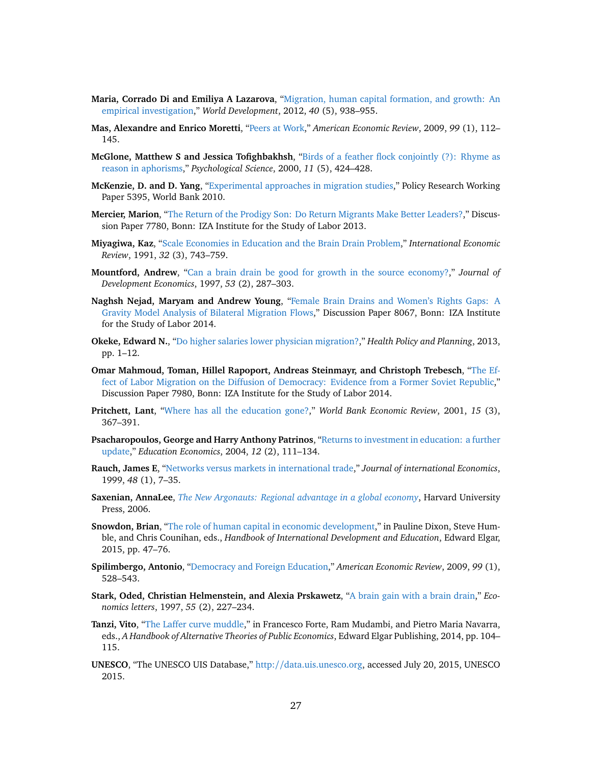**Maria, Corrado Di and Emiliya A Lazarova**, "Migration, human capital formation, and growth: An empirical investigation," *World Development*, 2012, *40* (5), 938–955.

**Mas, Alexandre and Enrico Moretti**, "Peers at Work," *American Economic Review*, 2009, *99* (1), 112–145.

**McGlone, Matthew S and Jessica Tofighbakhsh**, "Birds of a feather flock conjointly (?): Rhyme as reason in aphorisms," *Psychological Science*, 2000, *11* (5), 424–428.

**McKenzie, D. and D. Yang**, "Experimental approaches in migration studies," Policy Research Working Paper 5395, World Bank 2010.

**Mercier, Marion**, "The Return of the Prodigy Son: Do Return Migrants Make Better Leaders?," Discussion Paper 7780, Bonn: IZA Institute for the Study of Labor 2013.

**Miyagiwa, Kaz**, "Scale Economies in Education and the Brain Drain Problem," *International Economic Review*, 1991, *32* (3), 743–759.

**Mountford, Andrew**, "Can a brain drain be good for growth in the source economy?," *Journal of Development Economics*, 1997, *53* (2), 287–303.

**Naghsh Nejad, Maryam and Andrew Young**, "Female Brain Drains and Women's Rights Gaps: A Gravity Model Analysis of Bilateral Migration Flows," Discussion Paper 8067, Bonn: IZA Institute for the Study of Labor 2014.

**Okeke, Edward N.**, "Do higher salaries lower physician migration?," *Health Policy and Planning*, 2013, pp. 1–12.

**Omar Mahmoud, Toman, Hillel Rapoport, Andreas Steinmayr, and Christoph Trebesch**, "The Effect of Labor Migration on the Diffusion of Democracy: Evidence from a Former Soviet Republic," Discussion Paper 7980, Bonn: IZA Institute for the Study of Labor 2014.

**Pritchett, Lant**, "Where has all the education gone?," *World Bank Economic Review*, 2001, *15* (3), 367–391.

**Psacharopoulos, George and Harry Anthony Patrinos**, "Returns to investment in education: a further update," *Education Economics*, 2004, *12* (2), 111–134.

**Rauch, James E**, "Networks versus markets in international trade," *Journal of international Economics*, 1999, *48* (1), 7–35.

**Saxenian, AnnaLee**, *The New Argonauts: Regional advantage in a global economy*, Harvard University Press, 2006.

**Snowdon, Brian**, "The role of human capital in economic development," in Pauline Dixon, Steve Humble, and Chris Counihan, eds., *Handbook of International Development and Education*, Edward Elgar, 2015, pp. 47–76.

**Spilimbergo, Antonio**, "Democracy and Foreign Education," *American Economic Review*, 2009, *99* (1), 528–543.

**Stark, Oded, Christian Helmenstein, and Alexia Prskawetz**, "A brain gain with a brain drain," *Economics letters*, 1997, *55* (2), 227–234.

**Tanzi, Vito**, "The Laffer curve muddle," in Francesco Forte, Ram Mudambi, and Pietro Maria Navarra, eds., *A Handbook of Alternative Theories of Public Economics*, Edward Elgar Publishing, 2014, pp. 104–115.

**UNESCO**, "The UNESCO UIS Database," http://data.uis.unesco.org, accessed July 20, 2015, UNESCO 2015.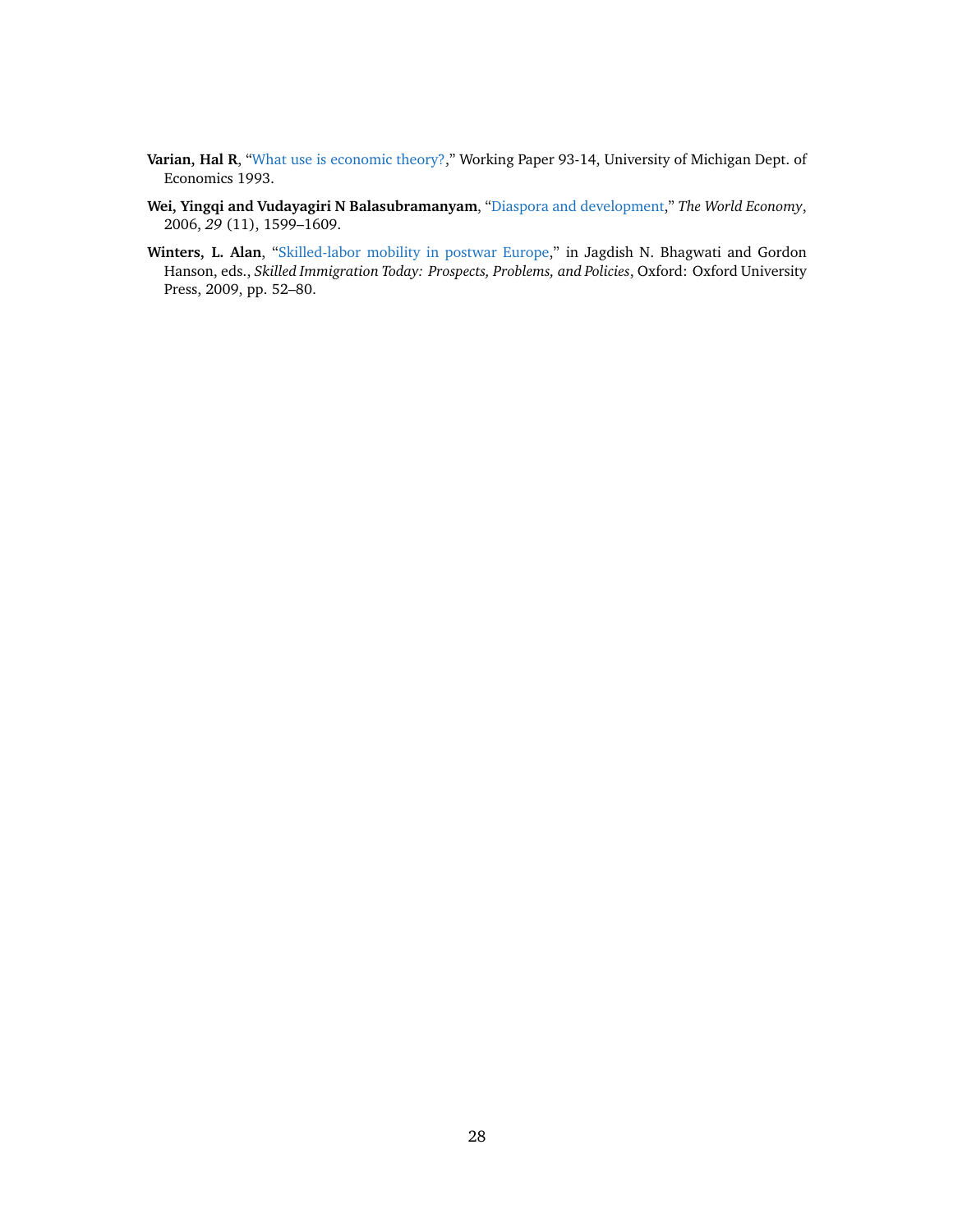**Varian, Hal R**, "What use is economic theory?," Working Paper 93-14, University of Michigan Dept. of Economics 1993.

**Wei, Yingqi and Vudayagiri N Balasubramanyam**, "Diaspora and development," *The World Economy*, 2006, *29* (11), 1599–1609.

**Winters, L. Alan**, "Skilled-labor mobility in postwar Europe," in Jagdish N. Bhagwati and Gordon Hanson, eds., *Skilled Immigration Today: Prospects, Problems, and Policies*, Oxford: Oxford University Press, 2009, pp. 52–80.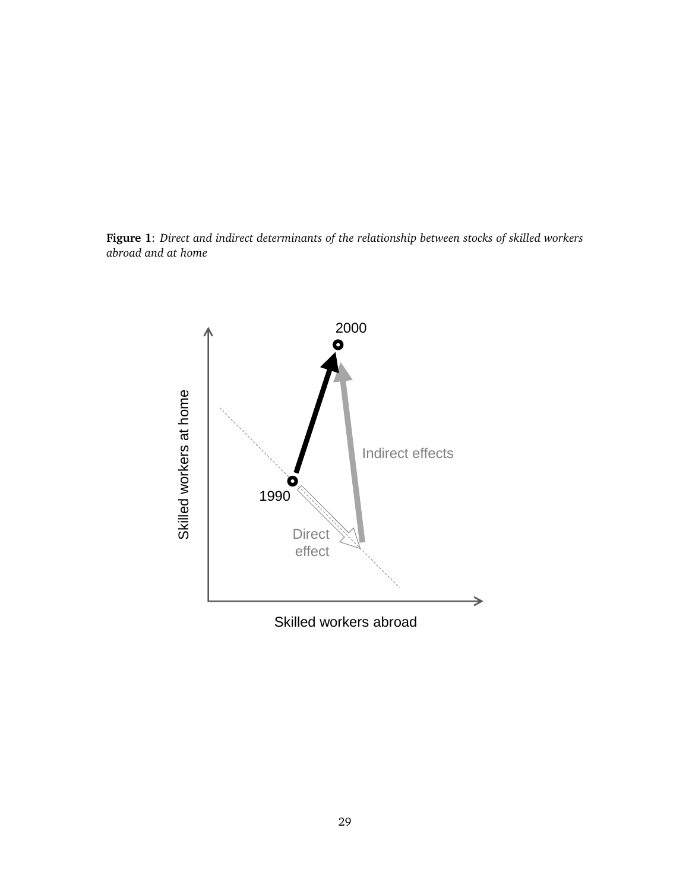**Figure 1**: *Direct and indirect determinants of the relationship between stocks of skilled workers abroad and at home*

2000

Indirect effects

Skilled workers at home

1990

Direct effect

Skilled workers abroad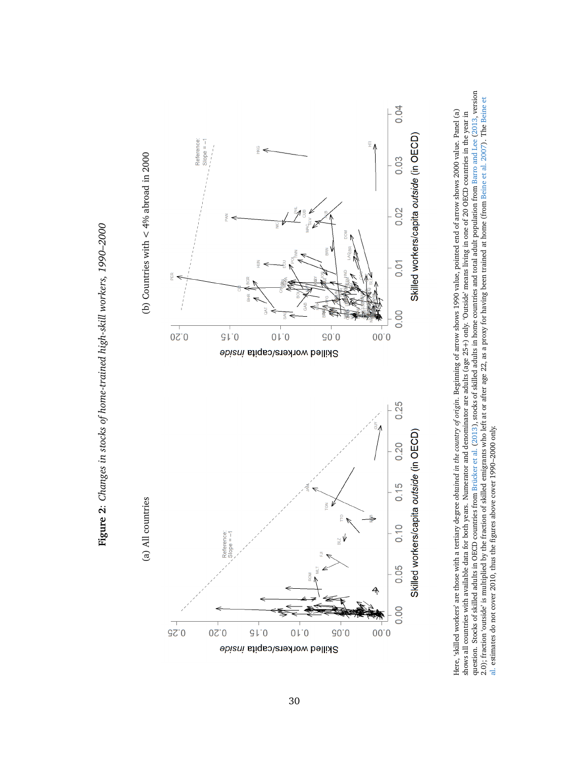**Figure 2**: *Changes in stocks of home-trained high-skill workers, 1990–2000*

(a) All countries

(b) Countries with < 4% abroad in 2000

Here, 'skilled workers' are those with a tertiary degree *obtained in the country of origin*. Beginning of arrow shows 1990 value, pointed end of arrow shows 2000 value. Panel (a) shows all countries with available data for both years. Numerator and denominator are adults (age 25+) only. 'Outside' means living in one of 20 OECD countries in the year in question. Stocks of skilled adults in OECD countries from Brücker et al. (2013), stocks of skilled adults in home countries and total adult population from Barro and Lee (2013, version 2.0); fraction 'outside' is multiplied by the fraction of skilled emigrants who left at or after age 22, as a proxy for having been trained at home (from Beine et al. 2007). The Beine et al. estimates do not cover 2010, thus the figures above cover 1990–2000 only.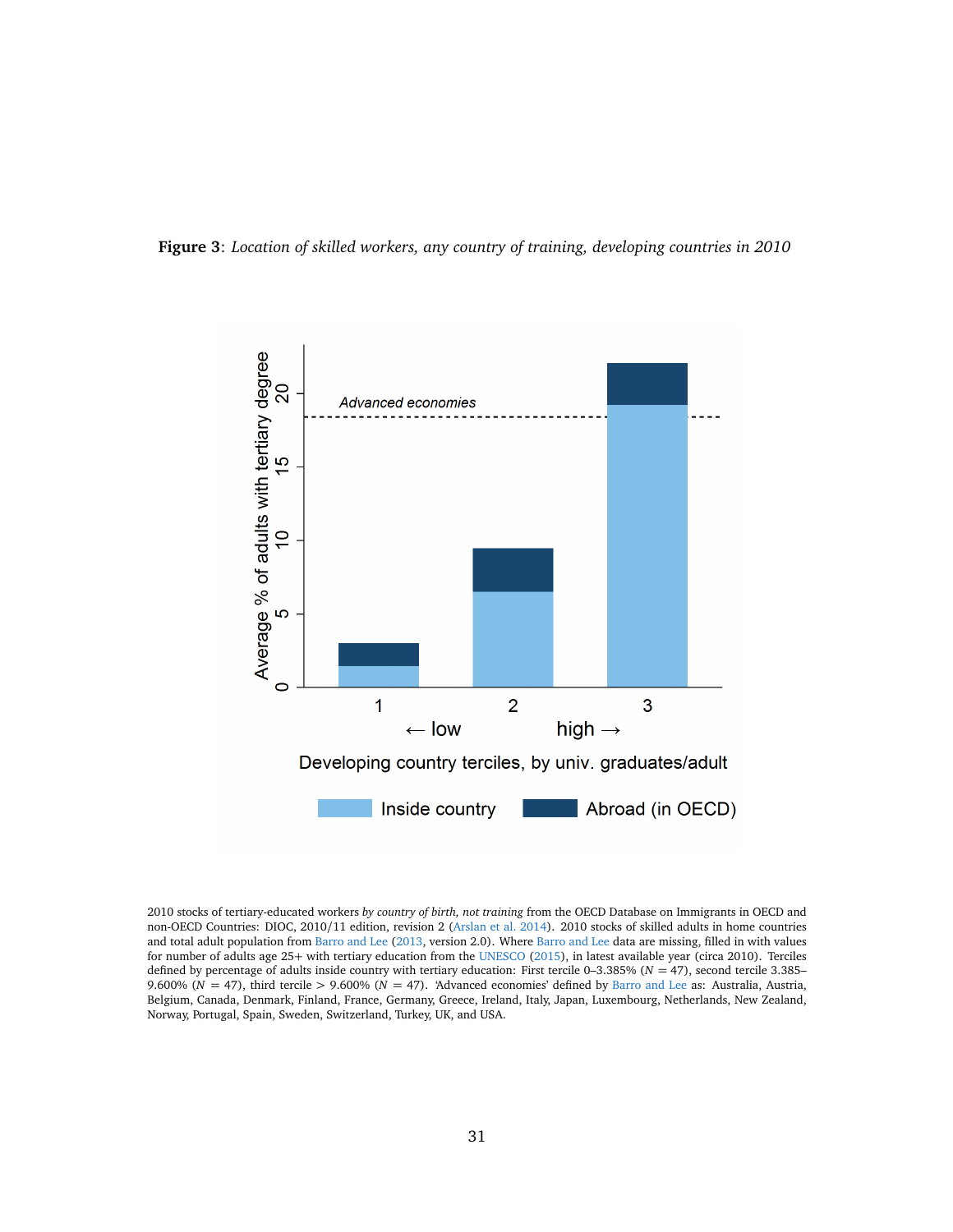**Figure 3**: *Location of skilled workers, any country of training, developing countries in 2010*

2010 stocks of tertiary-educated workers *by country of birth, not training* from the OECD Database on Immigrants in OECD and non-OECD Countries: DIOC, 2010/11 edition, revision 2 (Arslan et al. 2014). 2010 stocks of skilled adults in home countries and total adult population from Barro and Lee (2013, version 2.0). Where Barro and Lee data are missing, filled in with values for number of adults age 25+ with tertiary education from the UNESCO (2015), in latest available year (circa 2010). Terciles defined by percentage of adults inside country with tertiary education: First tercile 0–3.385% ($N = 47$), second tercile 3.385–9.600% ($N = 47$), third tercile > 9.600% ($N = 47$). 'Advanced economies' defined by Barro and Lee as: Australia, Austria, Belgium, Canada, Denmark, Finland, France, Germany, Greece, Ireland, Italy, Japan, Luxembourg, Netherlands, New Zealand, Norway, Portugal, Spain, Sweden, Switzerland, Turkey, UK, and USA.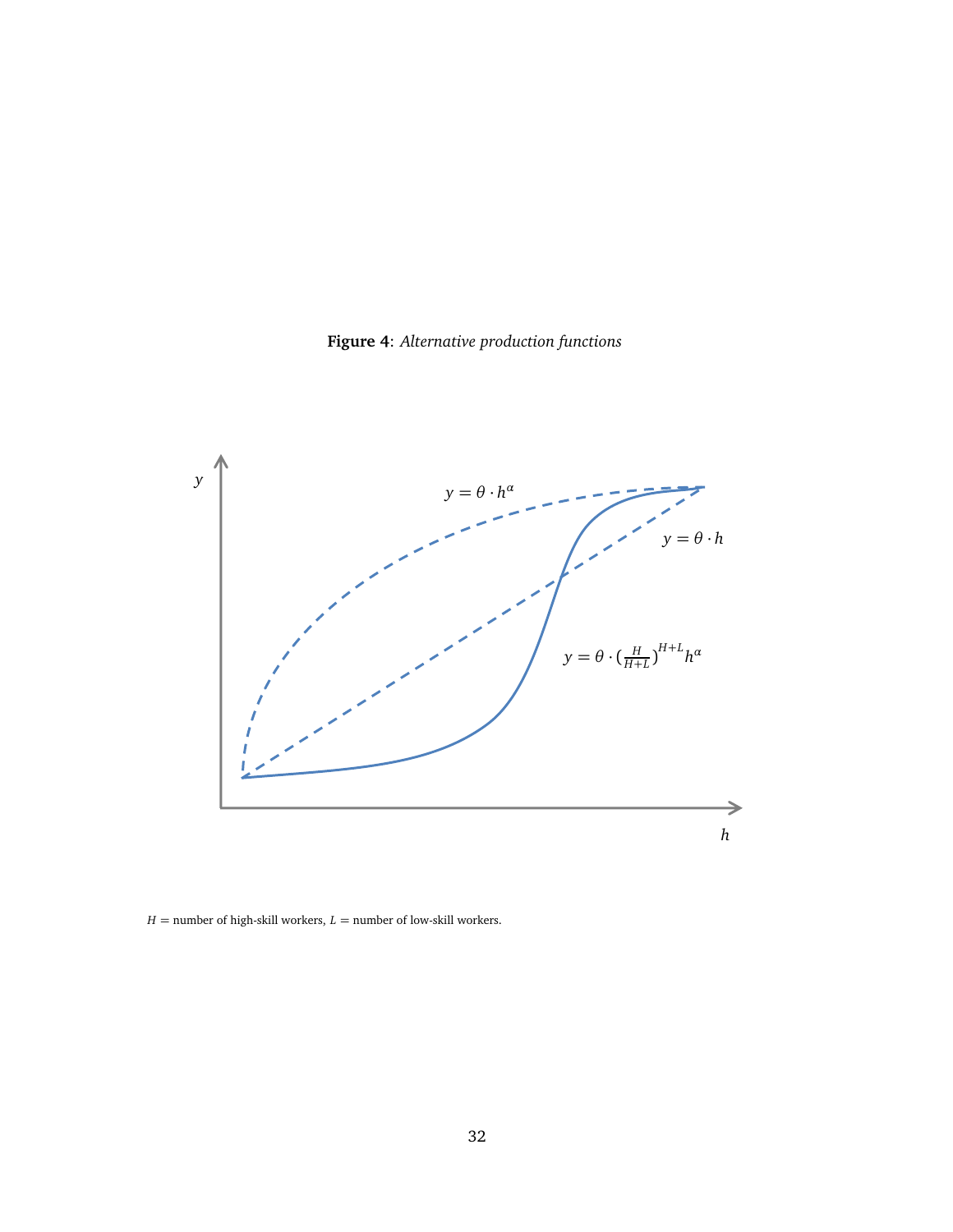**Figure 4**: *Alternative production functions*

$y$

$y = \theta \cdot h^{\alpha}$

$y = \theta \cdot h$

$y = \theta \cdot (\frac{H}{H+L})^{H+L} h^{\alpha}$

$h$

$H$ = number of high-skill workers, $L$ = number of low-skill workers.